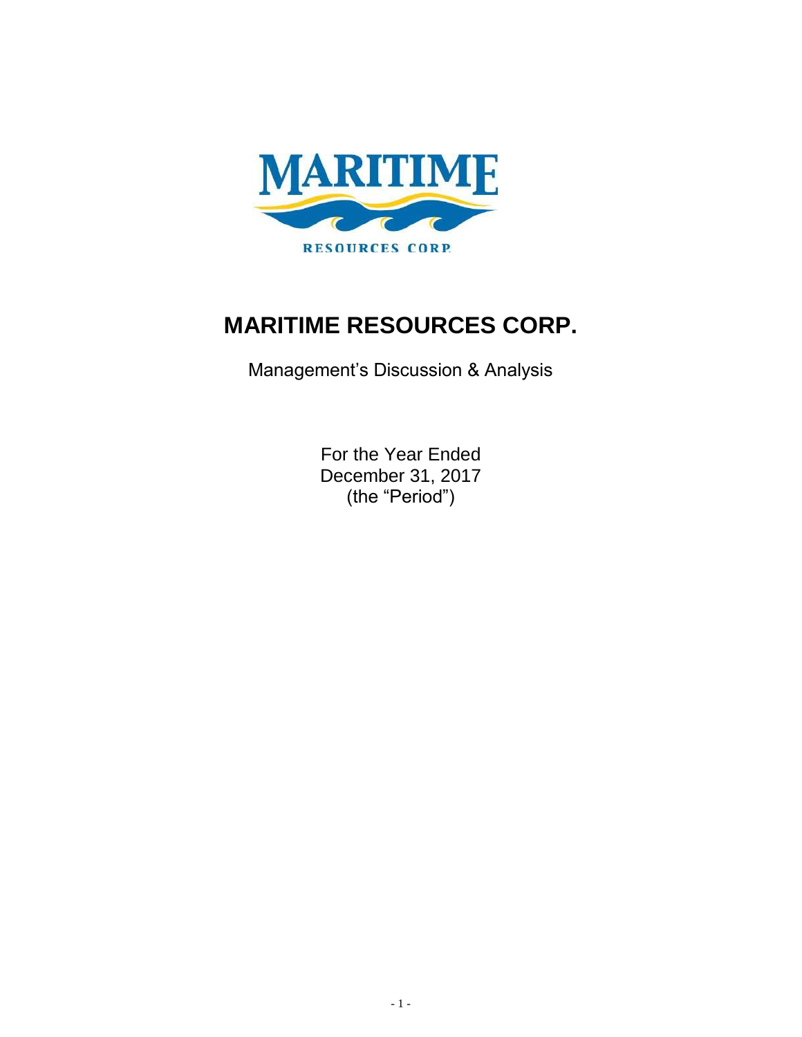# MARITIME RESOURCES CORP.

Management's Discussion & Analysis

For the Year Ended
December 31, 2017
(the "Period")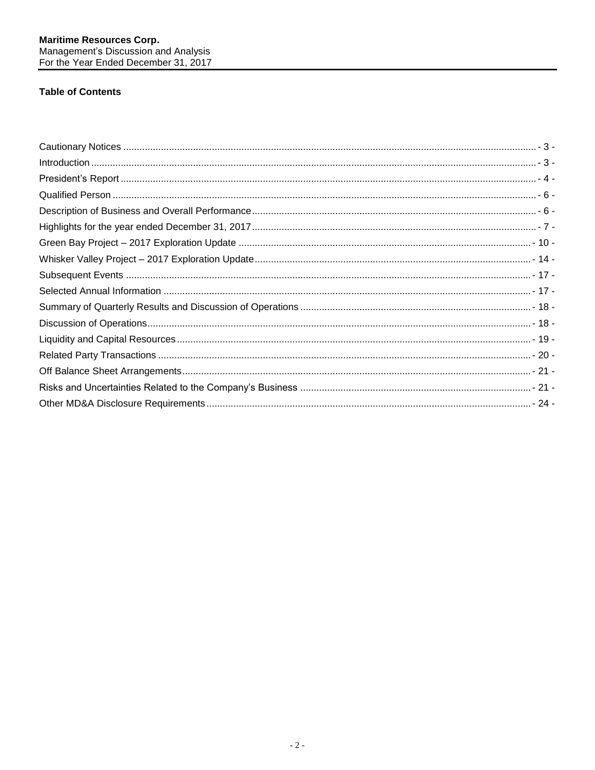## Table of Contents

| Section | Page |
|---|---|
| Cautionary Notices | - 3 - |
| Introduction | - 3 - |
| President's Report | - 4 - |
| Qualified Person | - 6 - |
| Description of Business and Overall Performance | - 6 - |
| Highlights for the year ended December 31, 2017 | - 7 - |
| Green Bay Project – 2017 Exploration Update | - 10 - |
| Whisker Valley Project – 2017 Exploration Update | - 14 - |
| Subsequent Events | - 17 - |
| Selected Annual Information | - 17 - |
| Summary of Quarterly Results and Discussion of Operations | - 18 - |
| Discussion of Operations | - 18 - |
| Liquidity and Capital Resources | - 19 - |
| Related Party Transactions | - 20 - |
| Off Balance Sheet Arrangements | - 21 - |
| Risks and Uncertainties Related to the Company's Business | - 21 - |
| Other MD&A Disclosure Requirements | - 24 - |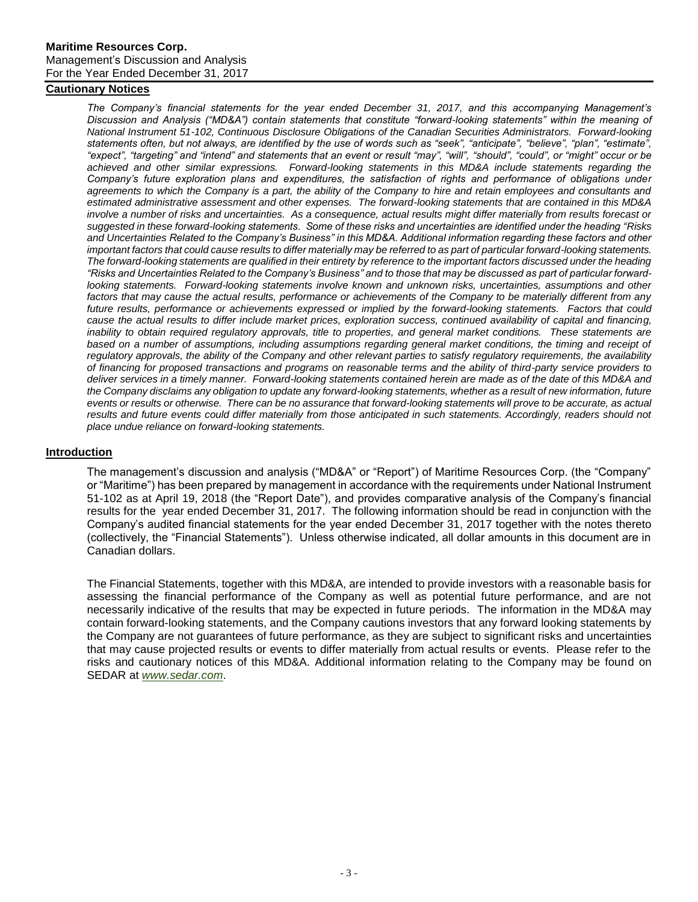## Cautionary Notices

*The Company's financial statements for the year ended December 31, 2017, and this accompanying Management's Discussion and Analysis ("MD&A") contain statements that constitute "forward-looking statements" within the meaning of National Instrument 51-102, Continuous Disclosure Obligations of the Canadian Securities Administrators. Forward-looking statements often, but not always, are identified by the use of words such as "seek", "anticipate", "believe", "plan", "estimate", "expect", "targeting" and "intend" and statements that an event or result "may", "will", "should", "could", or "might" occur or be achieved and other similar expressions. Forward-looking statements in this MD&A include statements regarding the Company's future exploration plans and expenditures, the satisfaction of rights and performance of obligations under agreements to which the Company is a part, the ability of the Company to hire and retain employees and consultants and estimated administrative assessment and other expenses. The forward-looking statements that are contained in this MD&A involve a number of risks and uncertainties. As a consequence, actual results might differ materially from results forecast or suggested in these forward-looking statements. Some of these risks and uncertainties are identified under the heading "Risks and Uncertainties Related to the Company's Business" in this MD&A. Additional information regarding these factors and other important factors that could cause results to differ materially may be referred to as part of particular forward-looking statements. The forward-looking statements are qualified in their entirety by reference to the important factors discussed under the heading "Risks and Uncertainties Related to the Company's Business" and to those that may be discussed as part of particular forward-looking statements. Forward-looking statements involve known and unknown risks, uncertainties, assumptions and other factors that may cause the actual results, performance or achievements of the Company to be materially different from any future results, performance or achievements expressed or implied by the forward-looking statements. Factors that could cause the actual results to differ include market prices, exploration success, continued availability of capital and financing, inability to obtain required regulatory approvals, title to properties, and general market conditions. These statements are based on a number of assumptions, including assumptions regarding general market conditions, the timing and receipt of regulatory approvals, the ability of the Company and other relevant parties to satisfy regulatory requirements, the availability of financing for proposed transactions and programs on reasonable terms and the ability of third-party service providers to deliver services in a timely manner. Forward-looking statements contained herein are made as of the date of this MD&A and the Company disclaims any obligation to update any forward-looking statements, whether as a result of new information, future events or results or otherwise. There can be no assurance that forward-looking statements will prove to be accurate, as actual results and future events could differ materially from those anticipated in such statements. Accordingly, readers should not place undue reliance on forward-looking statements.*

## Introduction

The management's discussion and analysis ("MD&A" or "Report") of Maritime Resources Corp. (the "Company" or "Maritime") has been prepared by management in accordance with the requirements under National Instrument 51-102 as at April 19, 2018 (the "Report Date"), and provides comparative analysis of the Company's financial results for the year ended December 31, 2017. The following information should be read in conjunction with the Company's audited financial statements for the year ended December 31, 2017 together with the notes thereto (collectively, the "Financial Statements"). Unless otherwise indicated, all dollar amounts in this document are in Canadian dollars.

The Financial Statements, together with this MD&A, are intended to provide investors with a reasonable basis for assessing the financial performance of the Company as well as potential future performance, and are not necessarily indicative of the results that may be expected in future periods. The information in the MD&A may contain forward-looking statements, and the Company cautions investors that any forward looking statements by the Company are not guarantees of future performance, as they are subject to significant risks and uncertainties that may cause projected results or events to differ materially from actual results or events. Please refer to the risks and cautionary notices of this MD&A. Additional information relating to the Company may be found on SEDAR at [www.sedar.com](www.sedar.com).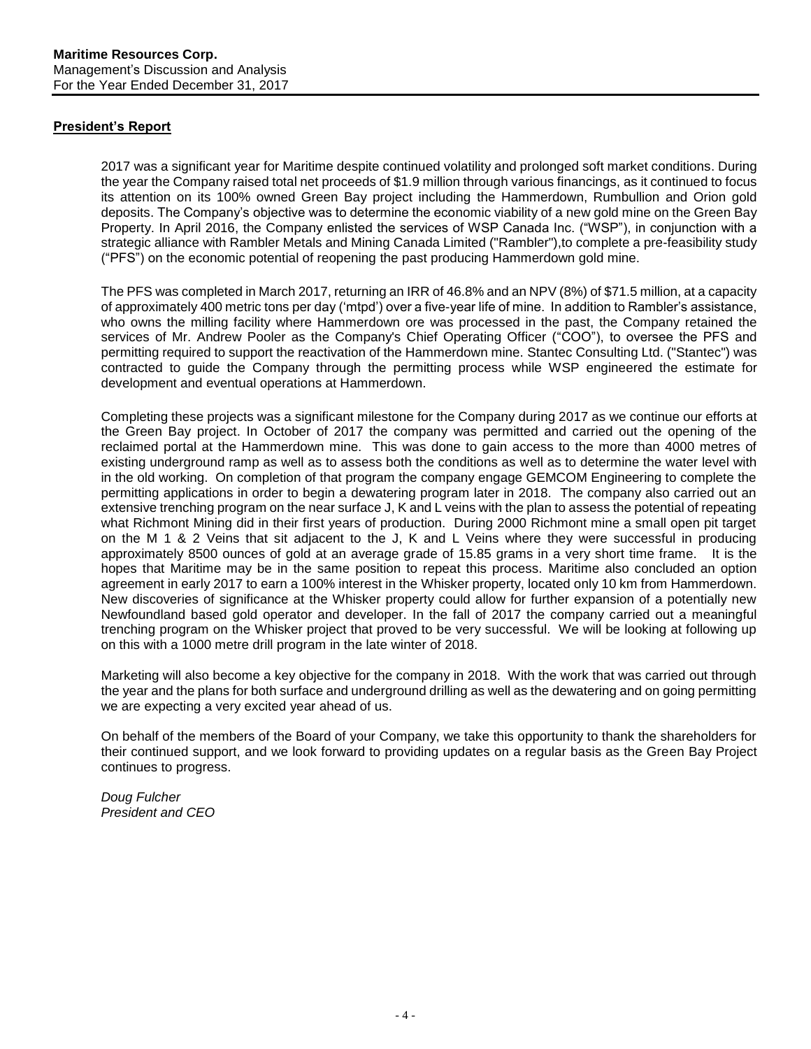## President's Report

2017 was a significant year for Maritime despite continued volatility and prolonged soft market conditions. During the year the Company raised total net proceeds of $1.9 million through various financings, as it continued to focus its attention on its 100% owned Green Bay project including the Hammerdown, Rumbullion and Orion gold deposits. The Company's objective was to determine the economic viability of a new gold mine on the Green Bay Property. In April 2016, the Company enlisted the services of WSP Canada Inc. ("WSP"), in conjunction with a strategic alliance with Rambler Metals and Mining Canada Limited ("Rambler"),to complete a pre-feasibility study ("PFS") on the economic potential of reopening the past producing Hammerdown gold mine.

The PFS was completed in March 2017, returning an IRR of 46.8% and an NPV (8%) of $71.5 million, at a capacity of approximately 400 metric tons per day ('mtpd') over a five-year life of mine. In addition to Rambler's assistance, who owns the milling facility where Hammerdown ore was processed in the past, the Company retained the services of Mr. Andrew Pooler as the Company's Chief Operating Officer ("COO"), to oversee the PFS and permitting required to support the reactivation of the Hammerdown mine. Stantec Consulting Ltd. ("Stantec") was contracted to guide the Company through the permitting process while WSP engineered the estimate for development and eventual operations at Hammerdown.

Completing these projects was a significant milestone for the Company during 2017 as we continue our efforts at the Green Bay project. In October of 2017 the company was permitted and carried out the opening of the reclaimed portal at the Hammerdown mine. This was done to gain access to the more than 4000 metres of existing underground ramp as well as to assess both the conditions as well as to determine the water level with in the old working. On completion of that program the company engage GEMCOM Engineering to complete the permitting applications in order to begin a dewatering program later in 2018. The company also carried out an extensive trenching program on the near surface J, K and L veins with the plan to assess the potential of repeating what Richmont Mining did in their first years of production. During 2000 Richmont mine a small open pit target on the M 1 & 2 Veins that sit adjacent to the J, K and L Veins where they were successful in producing approximately 8500 ounces of gold at an average grade of 15.85 grams in a very short time frame. It is the hopes that Maritime may be in the same position to repeat this process. Maritime also concluded an option agreement in early 2017 to earn a 100% interest in the Whisker property, located only 10 km from Hammerdown. New discoveries of significance at the Whisker property could allow for further expansion of a potentially new Newfoundland based gold operator and developer. In the fall of 2017 the company carried out a meaningful trenching program on the Whisker project that proved to be very successful. We will be looking at following up on this with a 1000 metre drill program in the late winter of 2018.

Marketing will also become a key objective for the company in 2018. With the work that was carried out through the year and the plans for both surface and underground drilling as well as the dewatering and on going permitting we are expecting a very excited year ahead of us.

On behalf of the members of the Board of your Company, we take this opportunity to thank the shareholders for their continued support, and we look forward to providing updates on a regular basis as the Green Bay Project continues to progress.

*Doug Fulcher*
*President and CEO*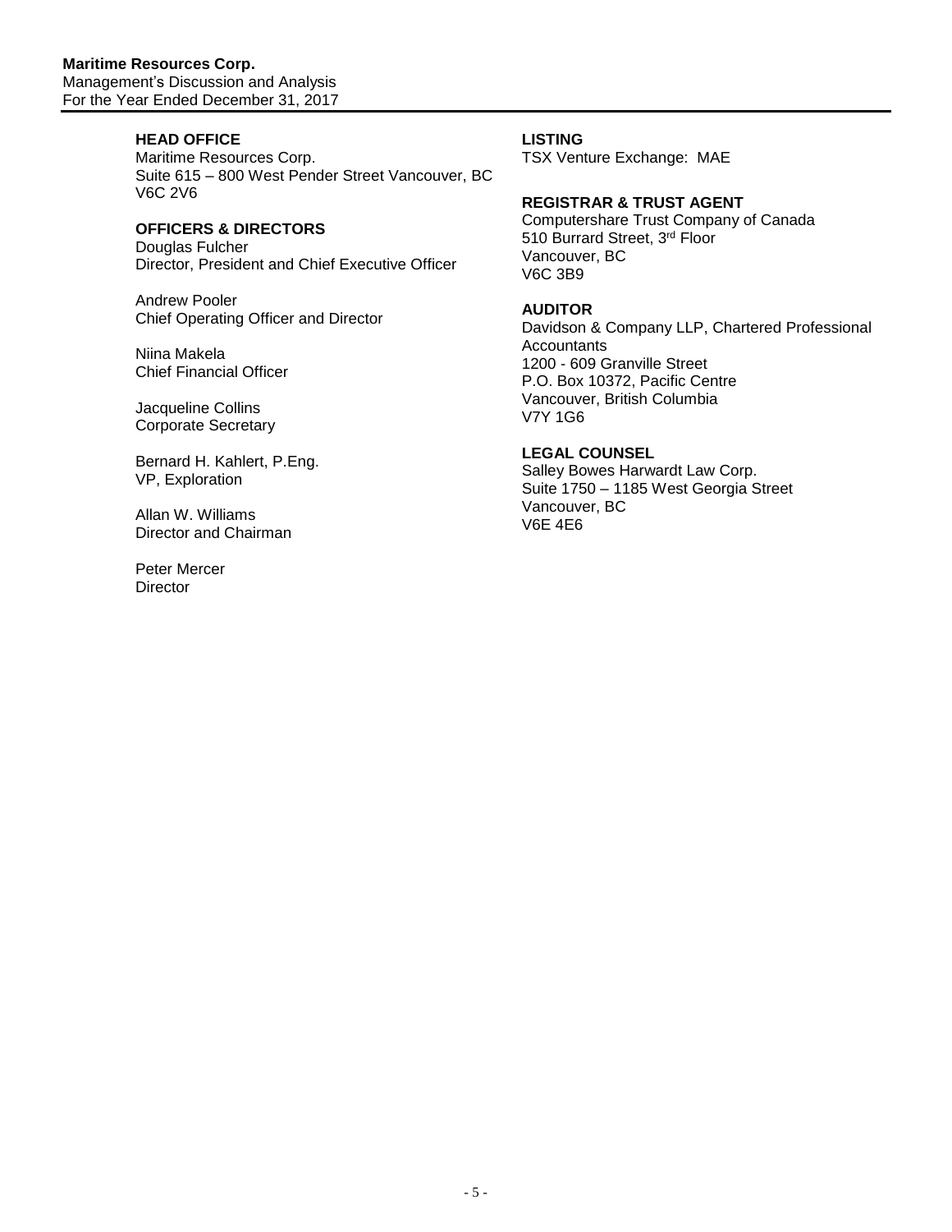### HEAD OFFICE

Maritime Resources Corp.
Suite 615 – 800 West Pender Street Vancouver, BC
V6C 2V6

### OFFICERS & DIRECTORS

Douglas Fulcher
Director, President and Chief Executive Officer

Andrew Pooler
Chief Operating Officer and Director

Niina Makela
Chief Financial Officer

Jacqueline Collins
Corporate Secretary

Bernard H. Kahlert, P.Eng.
VP, Exploration

Allan W. Williams
Director and Chairman

Peter Mercer
Director

### LISTING

TSX Venture Exchange: MAE

### REGISTRAR & TRUST AGENT

Computershare Trust Company of Canada
510 Burrard Street, 3rd Floor
Vancouver, BC
V6C 3B9

### AUDITOR

Davidson & Company LLP, Chartered Professional Accountants
1200 - 609 Granville Street
P.O. Box 10372, Pacific Centre
Vancouver, British Columbia
V7Y 1G6

### LEGAL COUNSEL

Salley Bowes Harwardt Law Corp.
Suite 1750 – 1185 West Georgia Street
Vancouver, BC
V6E 4E6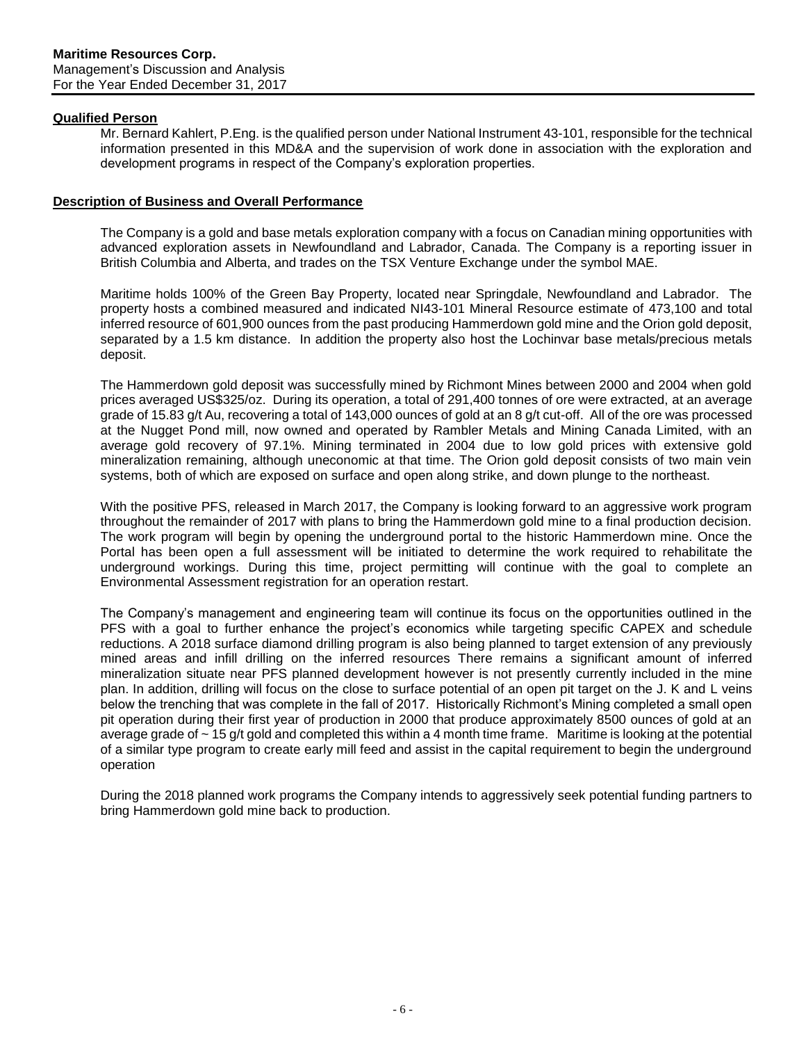#### Qualified Person

Mr. Bernard Kahlert, P.Eng. is the qualified person under National Instrument 43-101, responsible for the technical information presented in this MD&A and the supervision of work done in association with the exploration and development programs in respect of the Company's exploration properties.

#### Description of Business and Overall Performance

The Company is a gold and base metals exploration company with a focus on Canadian mining opportunities with advanced exploration assets in Newfoundland and Labrador, Canada. The Company is a reporting issuer in British Columbia and Alberta, and trades on the TSX Venture Exchange under the symbol MAE.

Maritime holds 100% of the Green Bay Property, located near Springdale, Newfoundland and Labrador. The property hosts a combined measured and indicated NI43-101 Mineral Resource estimate of 473,100 and total inferred resource of 601,900 ounces from the past producing Hammerdown gold mine and the Orion gold deposit, separated by a 1.5 km distance. In addition the property also host the Lochinvar base metals/precious metals deposit.

The Hammerdown gold deposit was successfully mined by Richmont Mines between 2000 and 2004 when gold prices averaged US$325/oz. During its operation, a total of 291,400 tonnes of ore were extracted, at an average grade of 15.83 g/t Au, recovering a total of 143,000 ounces of gold at an 8 g/t cut-off. All of the ore was processed at the Nugget Pond mill, now owned and operated by Rambler Metals and Mining Canada Limited, with an average gold recovery of 97.1%. Mining terminated in 2004 due to low gold prices with extensive gold mineralization remaining, although uneconomic at that time. The Orion gold deposit consists of two main vein systems, both of which are exposed on surface and open along strike, and down plunge to the northeast.

With the positive PFS, released in March 2017, the Company is looking forward to an aggressive work program throughout the remainder of 2017 with plans to bring the Hammerdown gold mine to a final production decision. The work program will begin by opening the underground portal to the historic Hammerdown mine. Once the Portal has been open a full assessment will be initiated to determine the work required to rehabilitate the underground workings. During this time, project permitting will continue with the goal to complete an Environmental Assessment registration for an operation restart.

The Company's management and engineering team will continue its focus on the opportunities outlined in the PFS with a goal to further enhance the project's economics while targeting specific CAPEX and schedule reductions. A 2018 surface diamond drilling program is also being planned to target extension of any previously mined areas and infill drilling on the inferred resources There remains a significant amount of inferred mineralization situate near PFS planned development however is not presently currently included in the mine plan. In addition, drilling will focus on the close to surface potential of an open pit target on the J. K and L veins below the trenching that was complete in the fall of 2017. Historically Richmont's Mining completed a small open pit operation during their first year of production in 2000 that produce approximately 8500 ounces of gold at an average grade of ~ 15 g/t gold and completed this within a 4 month time frame. Maritime is looking at the potential of a similar type program to create early mill feed and assist in the capital requirement to begin the underground operation

During the 2018 planned work programs the Company intends to aggressively seek potential funding partners to bring Hammerdown gold mine back to production.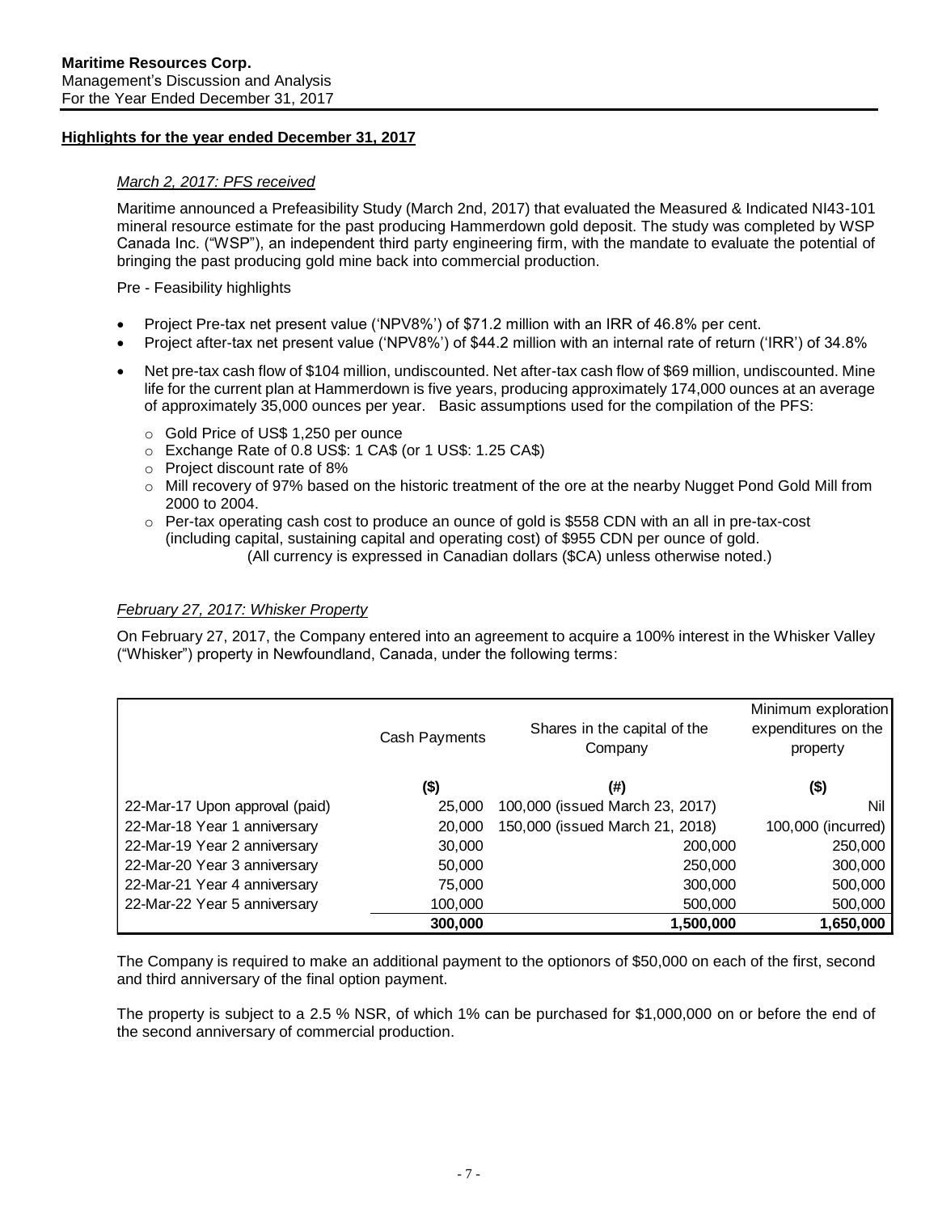## Highlights for the year ended December 31, 2017

*March 2, 2017: PFS received*

Maritime announced a Prefeasibility Study (March 2nd, 2017) that evaluated the Measured & Indicated NI43-101 mineral resource estimate for the past producing Hammerdown gold deposit. The study was completed by WSP Canada Inc. ("WSP"), an independent third party engineering firm, with the mandate to evaluate the potential of bringing the past producing gold mine back into commercial production.

Pre - Feasibility highlights

- Project Pre-tax net present value ('NPV8%') of $71.2 million with an IRR of 46.8% per cent.
- Project after-tax net present value ('NPV8%') of $44.2 million with an internal rate of return ('IRR') of 34.8%
- Net pre-tax cash flow of $104 million, undiscounted. Net after-tax cash flow of $69 million, undiscounted. Mine life for the current plan at Hammerdown is five years, producing approximately 174,000 ounces at an average of approximately 35,000 ounces per year. Basic assumptions used for the compilation of the PFS:
  - Gold Price of US$ 1,250 per ounce
  - Exchange Rate of 0.8 US$: 1 CA$ (or 1 US$: 1.25 CA$)
  - Project discount rate of 8%
  - Mill recovery of 97% based on the historic treatment of the ore at the nearby Nugget Pond Gold Mill from 2000 to 2004.
  - Per-tax operating cash cost to produce an ounce of gold is $558 CDN with an all in pre-tax-cost (including capital, sustaining capital and operating cost) of $955 CDN per ounce of gold.

(All currency is expressed in Canadian dollars ($CA) unless otherwise noted.)

*February 27, 2017: Whisker Property*

On February 27, 2017, the Company entered into an agreement to acquire a 100% interest in the Whisker Valley ("Whisker") property in Newfoundland, Canada, under the following terms:

| | Cash Payments | Shares in the capital of the Company | Minimum exploration expenditures on the property |
|---|---|---|---|
| | **($)** | **(#)** | **($)** |
| 22-Mar-17 Upon approval (paid) | 25,000 | 100,000 (issued March 23, 2017) | Nil |
| 22-Mar-18 Year 1 anniversary | 20,000 | 150,000 (issued March 21, 2018) | 100,000 (incurred) |
| 22-Mar-19 Year 2 anniversary | 30,000 | 200,000 | 250,000 |
| 22-Mar-20 Year 3 anniversary | 50,000 | 250,000 | 300,000 |
| 22-Mar-21 Year 4 anniversary | 75,000 | 300,000 | 500,000 |
| 22-Mar-22 Year 5 anniversary | 100,000 | 500,000 | 500,000 |
| | **300,000** | **1,500,000** | **1,650,000** |

The Company is required to make an additional payment to the optionors of $50,000 on each of the first, second and third anniversary of the final option payment.

The property is subject to a 2.5 % NSR, of which 1% can be purchased for $1,000,000 on or before the end of the second anniversary of commercial production.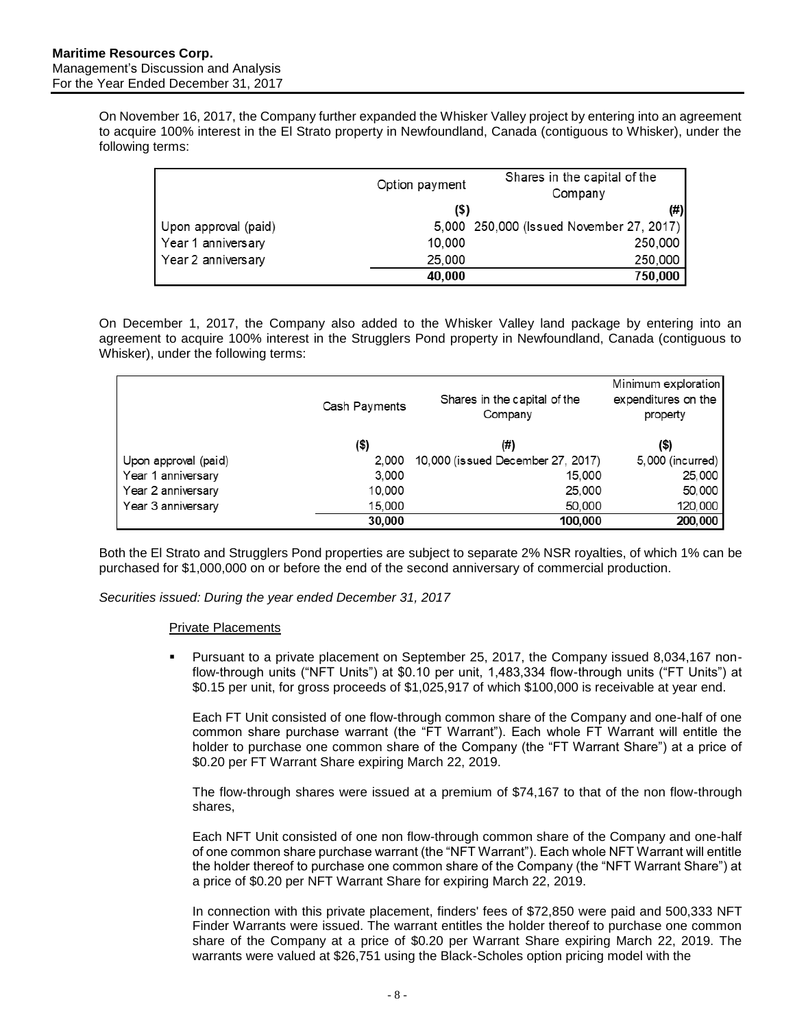On November 16, 2017, the Company further expanded the Whisker Valley project by entering into an agreement to acquire 100% interest in the El Strato property in Newfoundland, Canada (contiguous to Whisker), under the following terms:

| | Option payment | Shares in the capital of the Company |
|---|---|---|
| | ($) | (#) |
| Upon approval (paid) | 5,000 | 250,000 (Issued November 27, 2017) |
| Year 1 anniversary | 10,000 | 250,000 |
| Year 2 anniversary | 25,000 | 250,000 |
| | **40,000** | **750,000** |

On December 1, 2017, the Company also added to the Whisker Valley land package by entering into an agreement to acquire 100% interest in the Strugglers Pond property in Newfoundland, Canada (contiguous to Whisker), under the following terms:

| | Cash Payments | Shares in the capital of the Company | Minimum exploration expenditures on the property |
|---|---|---|---|
| | ($) | (#) | ($) |
| Upon approval (paid) | 2,000 | 10,000 (issued December 27, 2017) | 5,000 (incurred) |
| Year 1 anniversary | 3,000 | 15,000 | 25,000 |
| Year 2 anniversary | 10,000 | 25,000 | 50,000 |
| Year 3 anniversary | 15,000 | 50,000 | 120,000 |
| | **30,000** | **100,000** | **200,000** |

Both the El Strato and Strugglers Pond properties are subject to separate 2% NSR royalties, of which 1% can be purchased for $1,000,000 on or before the end of the second anniversary of commercial production.

*Securities issued: During the year ended December 31, 2017*

Private Placements

- Pursuant to a private placement on September 25, 2017, the Company issued 8,034,167 non-flow-through units ("NFT Units") at $0.10 per unit, 1,483,334 flow-through units ("FT Units") at $0.15 per unit, for gross proceeds of $1,025,917 of which $100,000 is receivable at year end.

  Each FT Unit consisted of one flow-through common share of the Company and one-half of one common share purchase warrant (the "FT Warrant"). Each whole FT Warrant will entitle the holder to purchase one common share of the Company (the "FT Warrant Share") at a price of $0.20 per FT Warrant Share expiring March 22, 2019.

  The flow-through shares were issued at a premium of $74,167 to that of the non flow-through shares,

  Each NFT Unit consisted of one non flow-through common share of the Company and one-half of one common share purchase warrant (the "NFT Warrant"). Each whole NFT Warrant will entitle the holder thereof to purchase one common share of the Company (the "NFT Warrant Share") at a price of $0.20 per NFT Warrant Share for expiring March 22, 2019.

  In connection with this private placement, finders' fees of $72,850 were paid and 500,333 NFT Finder Warrants were issued. The warrant entitles the holder thereof to purchase one common share of the Company at a price of $0.20 per Warrant Share expiring March 22, 2019. The warrants were valued at $26,751 using the Black-Scholes option pricing model with the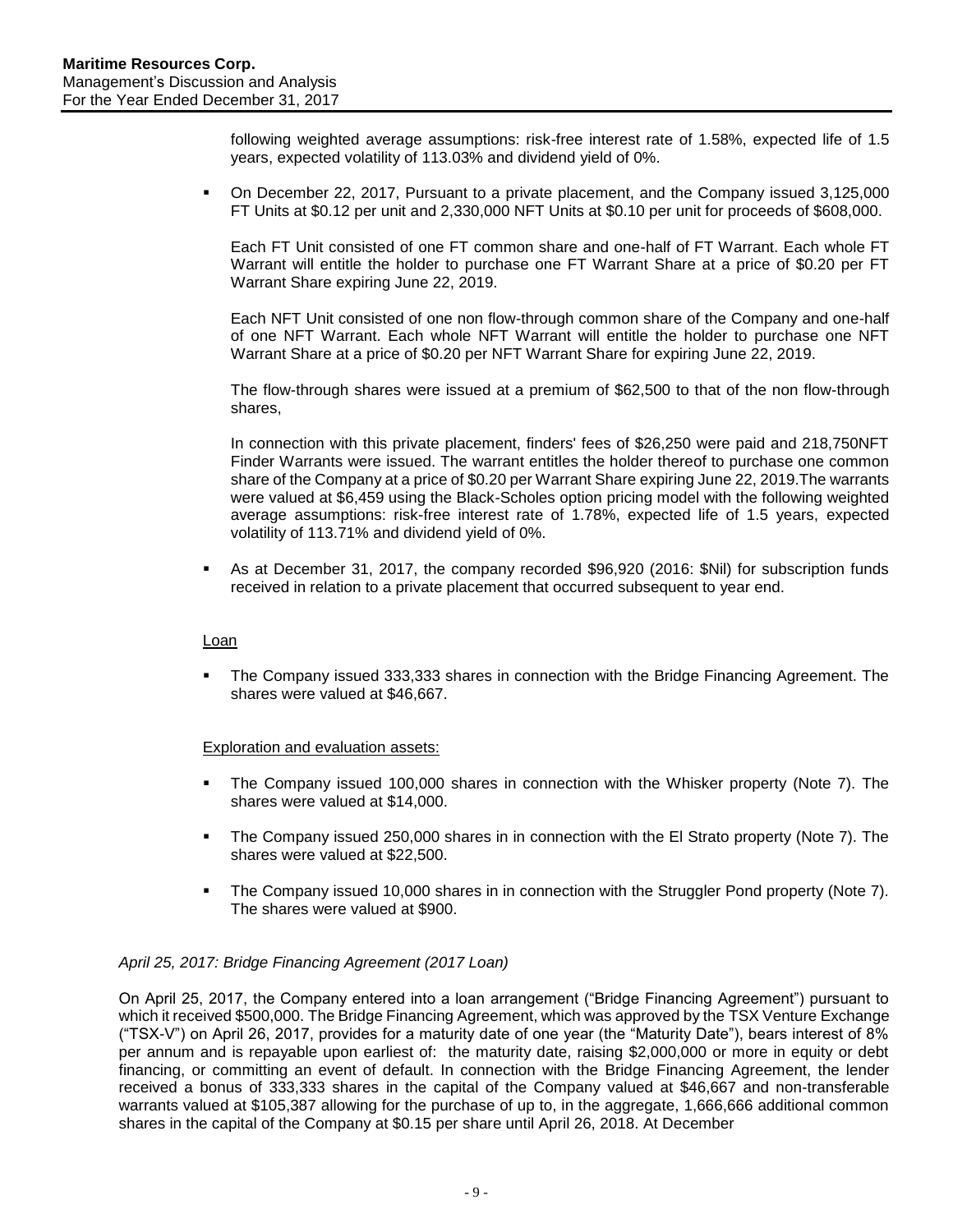following weighted average assumptions: risk-free interest rate of 1.58%, expected life of 1.5 years, expected volatility of 113.03% and dividend yield of 0%.

- On December 22, 2017, Pursuant to a private placement, and the Company issued 3,125,000 FT Units at $0.12 per unit and 2,330,000 NFT Units at $0.10 per unit for proceeds of $608,000.

  Each FT Unit consisted of one FT common share and one-half of FT Warrant. Each whole FT Warrant will entitle the holder to purchase one FT Warrant Share at a price of $0.20 per FT Warrant Share expiring June 22, 2019.

  Each NFT Unit consisted of one non flow-through common share of the Company and one-half of one NFT Warrant. Each whole NFT Warrant will entitle the holder to purchase one NFT Warrant Share at a price of $0.20 per NFT Warrant Share for expiring June 22, 2019.

  The flow-through shares were issued at a premium of $62,500 to that of the non flow-through shares,

  In connection with this private placement, finders' fees of $26,250 were paid and 218,750NFT Finder Warrants were issued. The warrant entitles the holder thereof to purchase one common share of the Company at a price of $0.20 per Warrant Share expiring June 22, 2019.The warrants were valued at $6,459 using the Black-Scholes option pricing model with the following weighted average assumptions: risk-free interest rate of 1.78%, expected life of 1.5 years, expected volatility of 113.71% and dividend yield of 0%.

- As at December 31, 2017, the company recorded $96,920 (2016: $Nil) for subscription funds received in relation to a private placement that occurred subsequent to year end.

Loan

- The Company issued 333,333 shares in connection with the Bridge Financing Agreement. The shares were valued at $46,667.

Exploration and evaluation assets:

- The Company issued 100,000 shares in connection with the Whisker property (Note 7). The shares were valued at $14,000.
- The Company issued 250,000 shares in in connection with the El Strato property (Note 7). The shares were valued at $22,500.
- The Company issued 10,000 shares in in connection with the Struggler Pond property (Note 7). The shares were valued at $900.

*April 25, 2017: Bridge Financing Agreement (2017 Loan)*

On April 25, 2017, the Company entered into a loan arrangement ("Bridge Financing Agreement") pursuant to which it received $500,000. The Bridge Financing Agreement, which was approved by the TSX Venture Exchange ("TSX-V") on April 26, 2017, provides for a maturity date of one year (the "Maturity Date"), bears interest of 8% per annum and is repayable upon earliest of: the maturity date, raising $2,000,000 or more in equity or debt financing, or committing an event of default. In connection with the Bridge Financing Agreement, the lender received a bonus of 333,333 shares in the capital of the Company valued at $46,667 and non-transferable warrants valued at $105,387 allowing for the purchase of up to, in the aggregate, 1,666,666 additional common shares in the capital of the Company at $0.15 per share until April 26, 2018. At December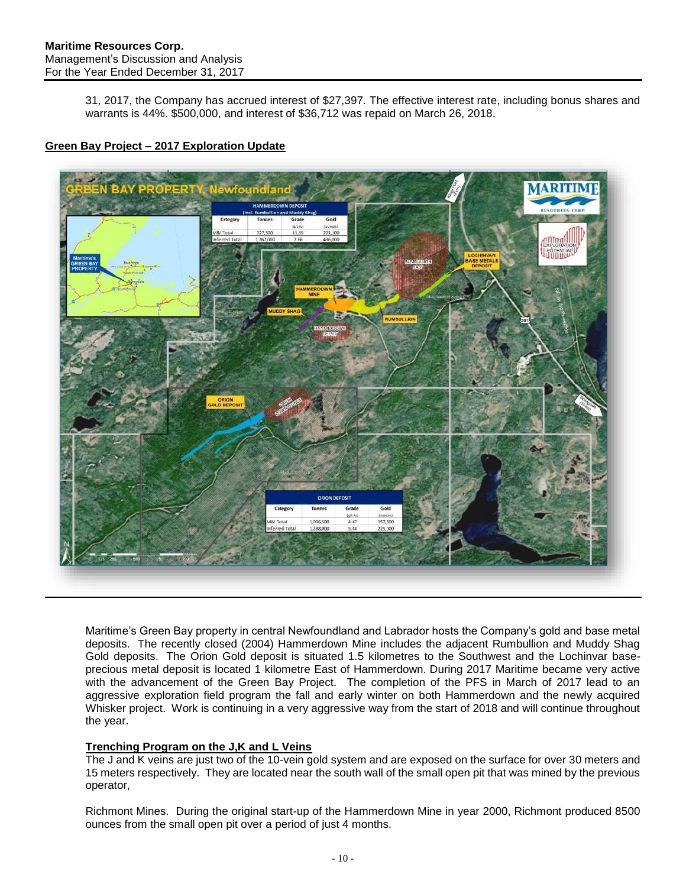31, 2017, the Company has accrued interest of $27,397. The effective interest rate, including bonus shares and warrants is 44%. $500,000, and interest of $36,712 was repaid on March 26, 2018.

## Green Bay Project – 2017 Exploration Update

Maritime's Green Bay property in central Newfoundland and Labrador hosts the Company's gold and base metal deposits. The recently closed (2004) Hammerdown Mine includes the adjacent Rumbullion and Muddy Shag Gold deposits. The Orion Gold deposit is situated 1.5 kilometres to the Southwest and the Lochinvar base-precious metal deposit is located 1 kilometre East of Hammerdown. During 2017 Maritime became very active with the advancement of the Green Bay Project. The completion of the PFS in March of 2017 lead to an aggressive exploration field program the fall and early winter on both Hammerdown and the newly acquired Whisker project. Work is continuing in a very aggressive way from the start of 2018 and will continue throughout the year.

### Trenching Program on the J,K and L Veins

The J and K veins are just two of the 10-vein gold system and are exposed on the surface for over 30 meters and 15 meters respectively. They are located near the south wall of the small open pit that was mined by the previous operator,

Richmont Mines. During the original start-up of the Hammerdown Mine in year 2000, Richmont produced 8500 ounces from the small open pit over a period of just 4 months.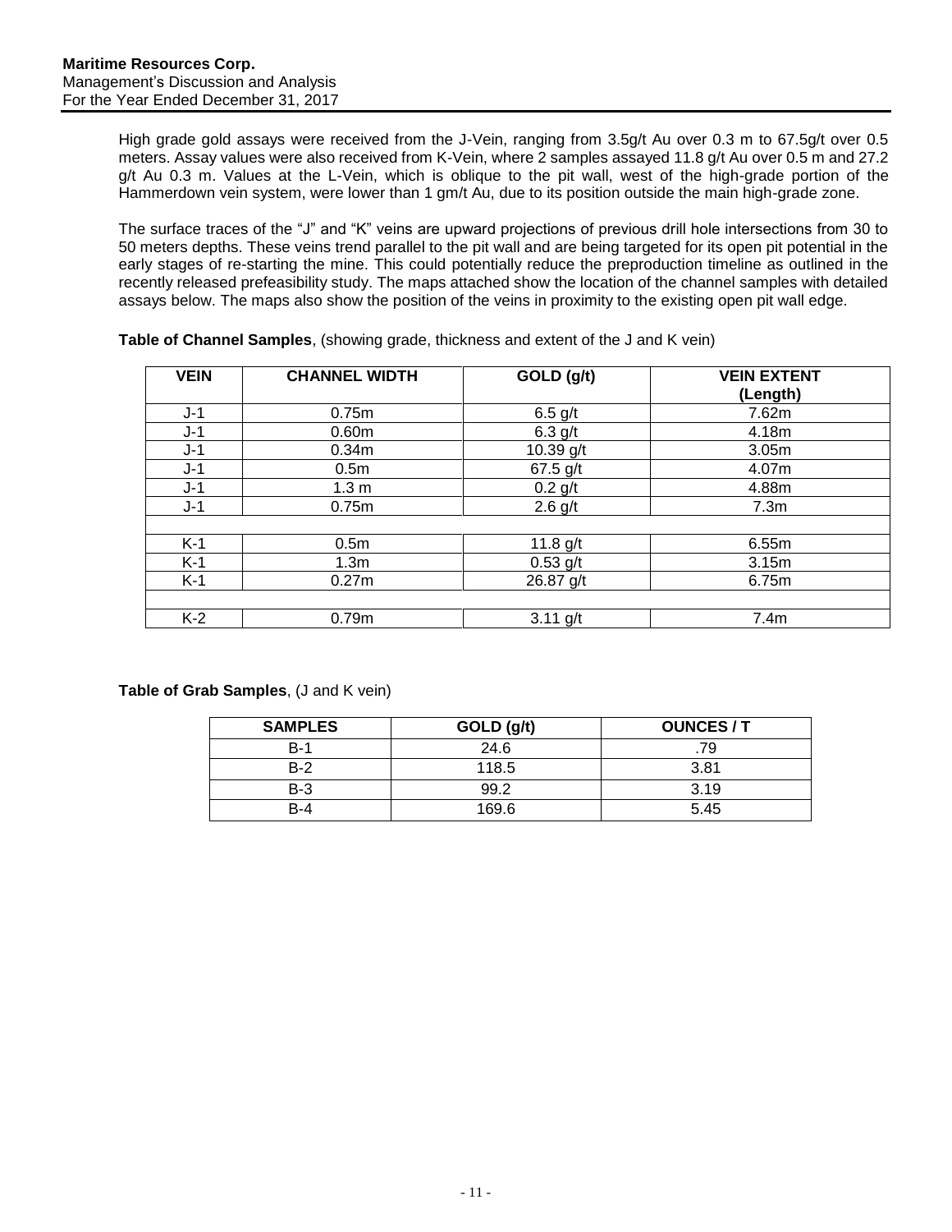High grade gold assays were received from the J-Vein, ranging from 3.5g/t Au over 0.3 m to 67.5g/t over 0.5 meters. Assay values were also received from K-Vein, where 2 samples assayed 11.8 g/t Au over 0.5 m and 27.2 g/t Au 0.3 m. Values at the L-Vein, which is oblique to the pit wall, west of the high-grade portion of the Hammerdown vein system, were lower than 1 gm/t Au, due to its position outside the main high-grade zone.

The surface traces of the "J" and "K" veins are upward projections of previous drill hole intersections from 30 to 50 meters depths. These veins trend parallel to the pit wall and are being targeted for its open pit potential in the early stages of re-starting the mine. This could potentially reduce the preproduction timeline as outlined in the recently released prefeasibility study. The maps attached show the location of the channel samples with detailed assays below. The maps also show the position of the veins in proximity to the existing open pit wall edge.

**Table of Channel Samples**, (showing grade, thickness and extent of the J and K vein)

| VEIN | CHANNEL WIDTH | GOLD (g/t) | VEIN EXTENT (Length) |
|---|---|---|---|
| J-1 | 0.75m | 6.5 g/t | 7.62m |
| J-1 | 0.60m | 6.3 g/t | 4.18m |
| J-1 | 0.34m | 10.39 g/t | 3.05m |
| J-1 | 0.5m | 67.5 g/t | 4.07m |
| J-1 | 1.3 m | 0.2 g/t | 4.88m |
| J-1 | 0.75m | 2.6 g/t | 7.3m |
| | | | |
| K-1 | 0.5m | 11.8 g/t | 6.55m |
| K-1 | 1.3m | 0.53 g/t | 3.15m |
| K-1 | 0.27m | 26.87 g/t | 6.75m |
| | | | |
| K-2 | 0.79m | 3.11 g/t | 7.4m |

**Table of Grab Samples**, (J and K vein)

| SAMPLES | GOLD (g/t) | OUNCES / T |
|---|---|---|
| B-1 | 24.6 | .79 |
| B-2 | 118.5 | 3.81 |
| B-3 | 99.2 | 3.19 |
| B-4 | 169.6 | 5.45 |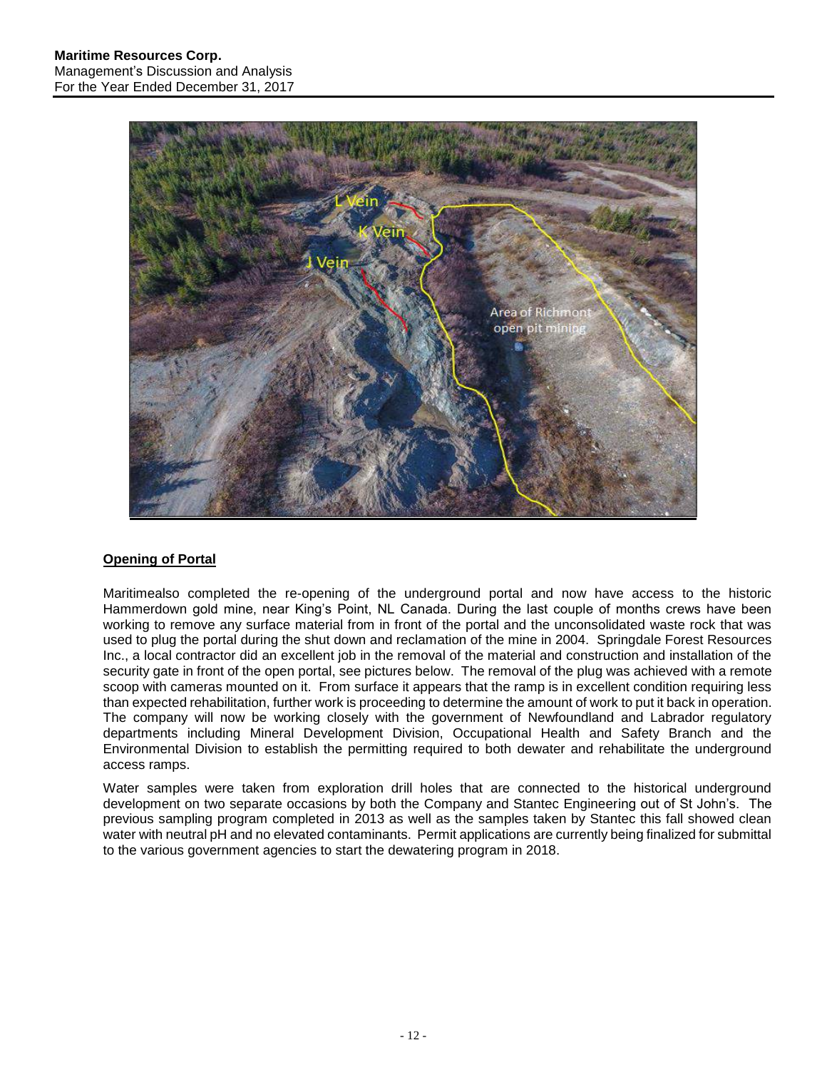## Opening of Portal

Maritimealso completed the re-opening of the underground portal and now have access to the historic Hammerdown gold mine, near King's Point, NL Canada. During the last couple of months crews have been working to remove any surface material from in front of the portal and the unconsolidated waste rock that was used to plug the portal during the shut down and reclamation of the mine in 2004. Springdale Forest Resources Inc., a local contractor did an excellent job in the removal of the material and construction and installation of the security gate in front of the open portal, see pictures below. The removal of the plug was achieved with a remote scoop with cameras mounted on it. From surface it appears that the ramp is in excellent condition requiring less than expected rehabilitation, further work is proceeding to determine the amount of work to put it back in operation. The company will now be working closely with the government of Newfoundland and Labrador regulatory departments including Mineral Development Division, Occupational Health and Safety Branch and the Environmental Division to establish the permitting required to both dewater and rehabilitate the underground access ramps.

Water samples were taken from exploration drill holes that are connected to the historical underground development on two separate occasions by both the Company and Stantec Engineering out of St John's. The previous sampling program completed in 2013 as well as the samples taken by Stantec this fall showed clean water with neutral pH and no elevated contaminants. Permit applications are currently being finalized for submittal to the various government agencies to start the dewatering program in 2018.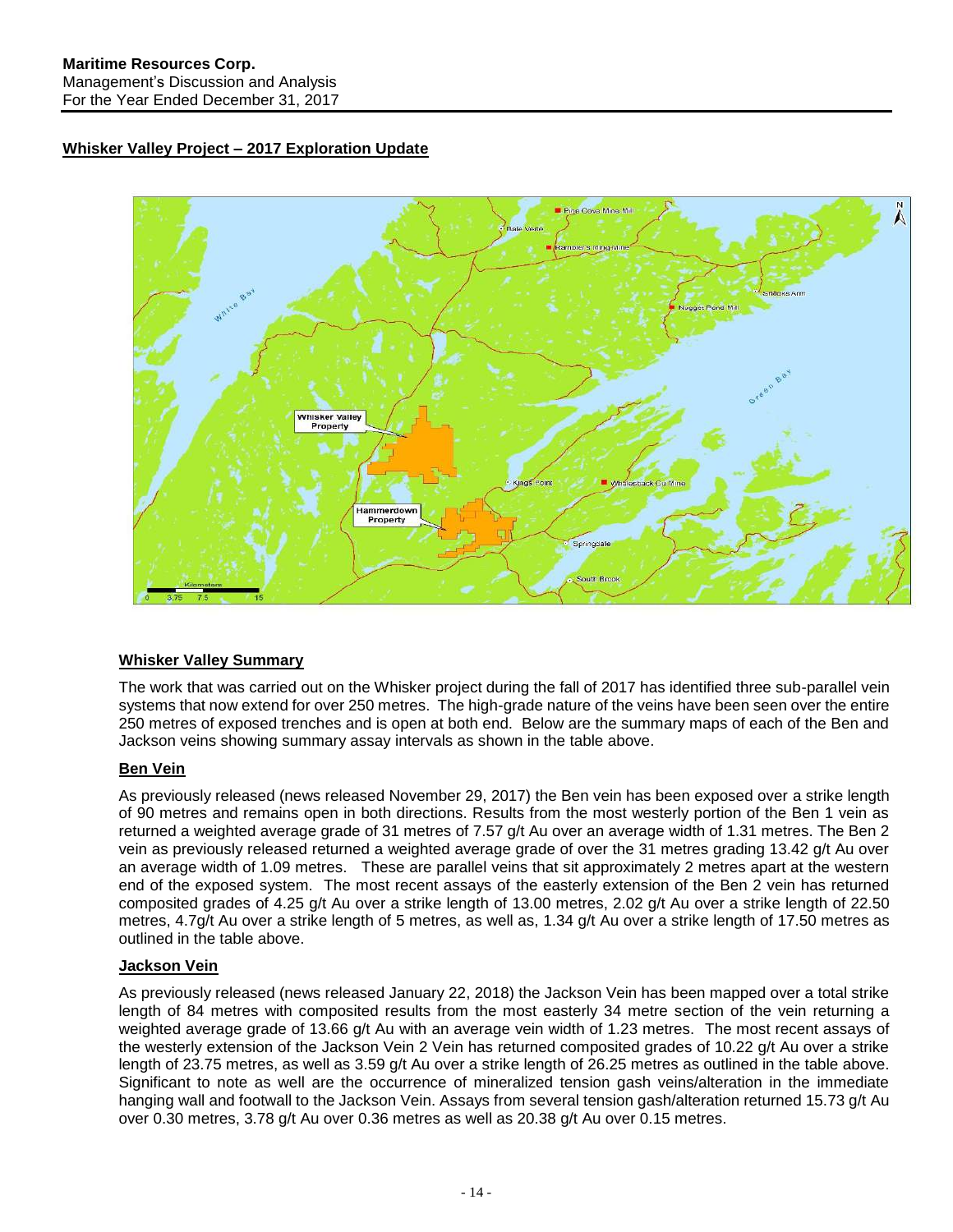## Whisker Valley Project – 2017 Exploration Update

### Whisker Valley Summary

The work that was carried out on the Whisker project during the fall of 2017 has identified three sub-parallel vein systems that now extend for over 250 metres. The high-grade nature of the veins have been seen over the entire 250 metres of exposed trenches and is open at both end. Below are the summary maps of each of the Ben and Jackson veins showing summary assay intervals as shown in the table above.

### Ben Vein

As previously released (news released November 29, 2017) the Ben vein has been exposed over a strike length of 90 metres and remains open in both directions. Results from the most westerly portion of the Ben 1 vein as returned a weighted average grade of 31 metres of 7.57 g/t Au over an average width of 1.31 metres. The Ben 2 vein as previously released returned a weighted average grade of over the 31 metres grading 13.42 g/t Au over an average width of 1.09 metres. These are parallel veins that sit approximately 2 metres apart at the western end of the exposed system. The most recent assays of the easterly extension of the Ben 2 vein has returned composited grades of 4.25 g/t Au over a strike length of 13.00 metres, 2.02 g/t Au over a strike length of 22.50 metres, 4.7g/t Au over a strike length of 5 metres, as well as, 1.34 g/t Au over a strike length of 17.50 metres as outlined in the table above.

### Jackson Vein

As previously released (news released January 22, 2018) the Jackson Vein has been mapped over a total strike length of 84 metres with composited results from the most easterly 34 metre section of the vein returning a weighted average grade of 13.66 g/t Au with an average vein width of 1.23 metres. The most recent assays of the westerly extension of the Jackson Vein 2 Vein has returned composited grades of 10.22 g/t Au over a strike length of 23.75 metres, as well as 3.59 g/t Au over a strike length of 26.25 metres as outlined in the table above. Significant to note as well are the occurrence of mineralized tension gash veins/alteration in the immediate hanging wall and footwall to the Jackson Vein. Assays from several tension gash/alteration returned 15.73 g/t Au over 0.30 metres, 3.78 g/t Au over 0.36 metres as well as 20.38 g/t Au over 0.15 metres.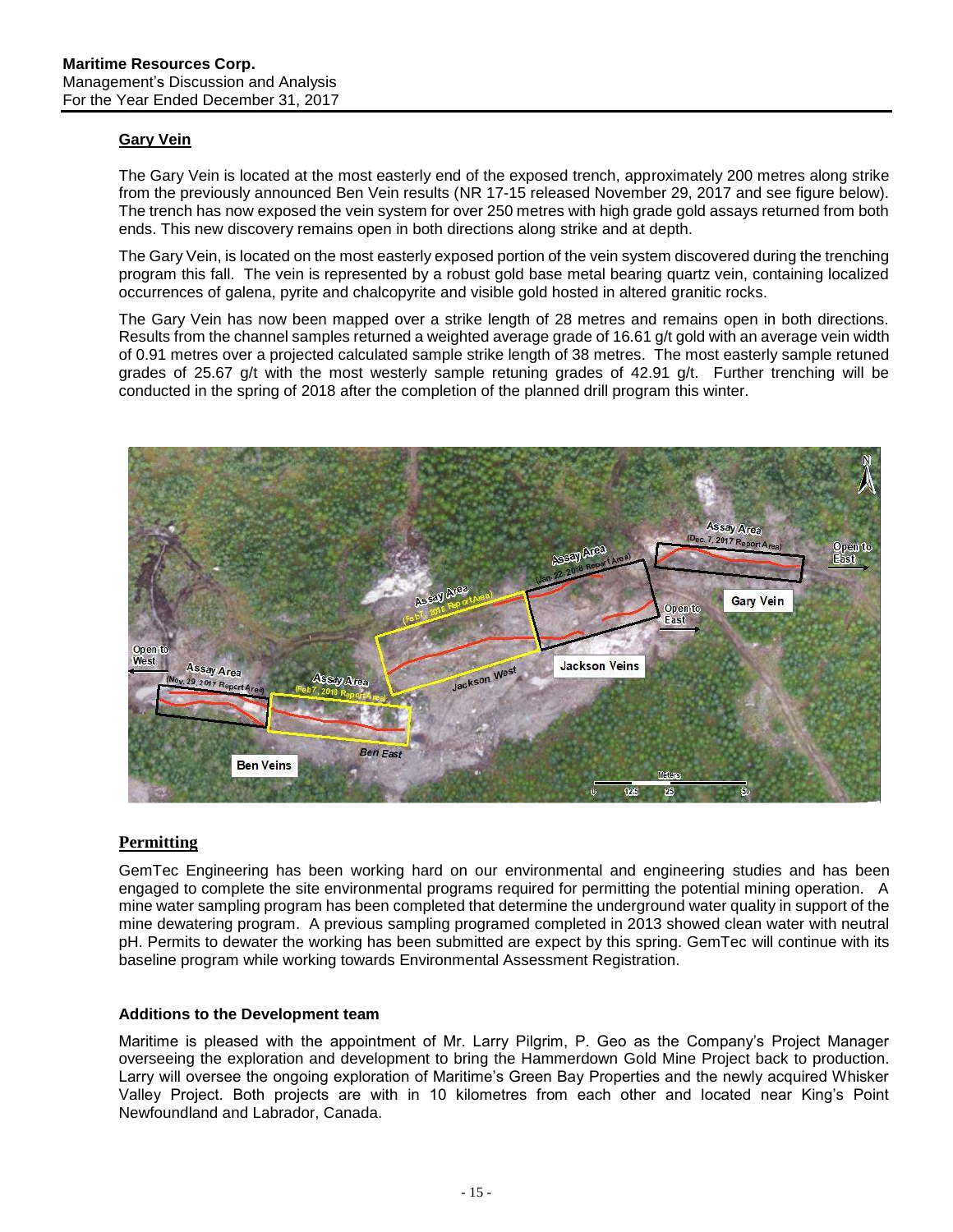## Gary Vein

The Gary Vein is located at the most easterly end of the exposed trench, approximately 200 metres along strike from the previously announced Ben Vein results (NR 17-15 released November 29, 2017 and see figure below). The trench has now exposed the vein system for over 250 metres with high grade gold assays returned from both ends. This new discovery remains open in both directions along strike and at depth.

The Gary Vein, is located on the most easterly exposed portion of the vein system discovered during the trenching program this fall. The vein is represented by a robust gold base metal bearing quartz vein, containing localized occurrences of galena, pyrite and chalcopyrite and visible gold hosted in altered granitic rocks.

The Gary Vein has now been mapped over a strike length of 28 metres and remains open in both directions. Results from the channel samples returned a weighted average grade of 16.61 g/t gold with an average vein width of 0.91 metres over a projected calculated sample strike length of 38 metres. The most easterly sample retuned grades of 25.67 g/t with the most westerly sample retuning grades of 42.91 g/t. Further trenching will be conducted in the spring of 2018 after the completion of the planned drill program this winter.

## Permitting

GemTec Engineering has been working hard on our environmental and engineering studies and has been engaged to complete the site environmental programs required for permitting the potential mining operation. A mine water sampling program has been completed that determine the underground water quality in support of the mine dewatering program. A previous sampling programed completed in 2013 showed clean water with neutral pH. Permits to dewater the working has been submitted are expect by this spring. GemTec will continue with its baseline program while working towards Environmental Assessment Registration.

### Additions to the Development team

Maritime is pleased with the appointment of Mr. Larry Pilgrim, P. Geo as the Company's Project Manager overseeing the exploration and development to bring the Hammerdown Gold Mine Project back to production. Larry will oversee the ongoing exploration of Maritime's Green Bay Properties and the newly acquired Whisker Valley Project. Both projects are with in 10 kilometres from each other and located near King's Point Newfoundland and Labrador, Canada.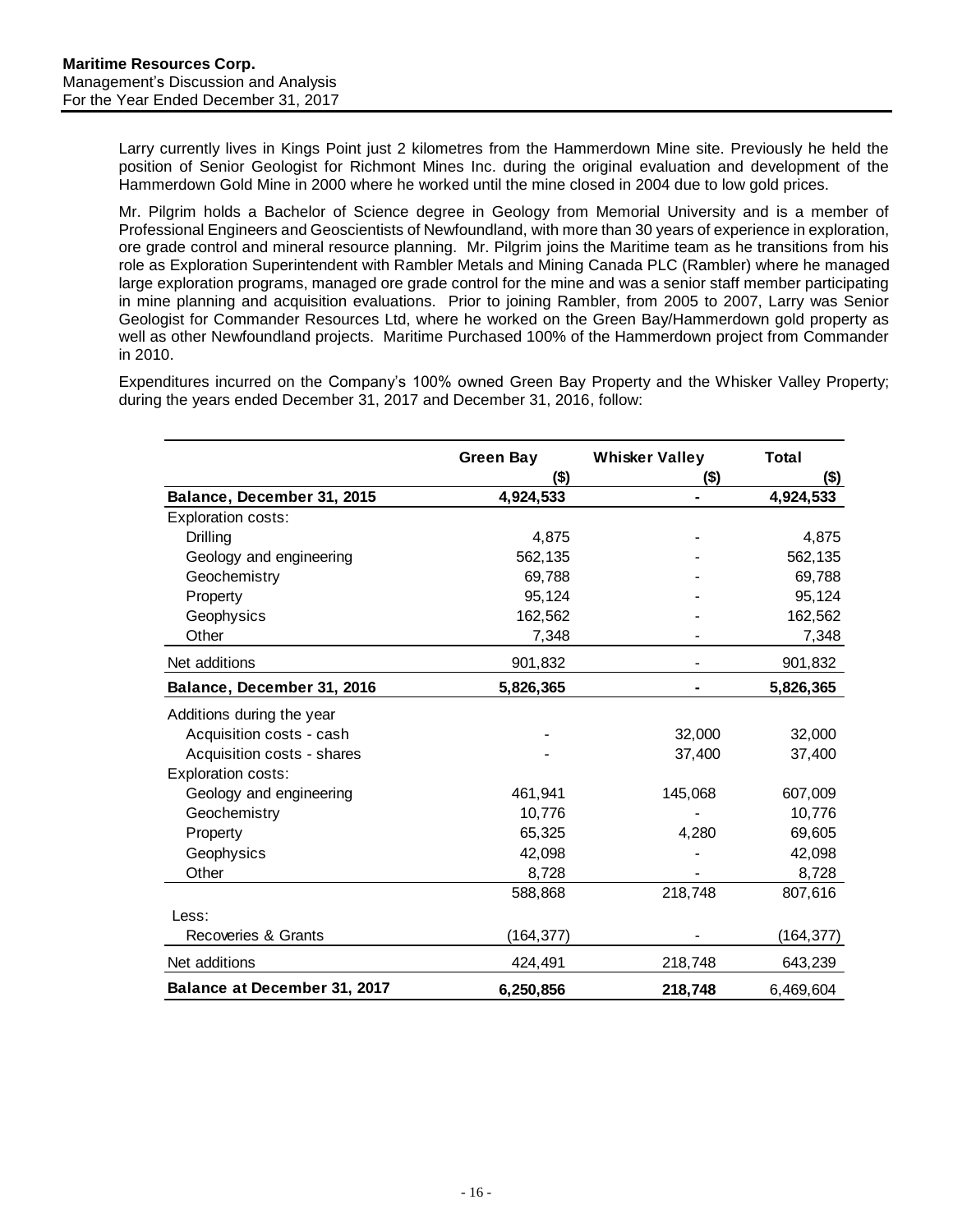Larry currently lives in Kings Point just 2 kilometres from the Hammerdown Mine site. Previously he held the position of Senior Geologist for Richmont Mines Inc. during the original evaluation and development of the Hammerdown Gold Mine in 2000 where he worked until the mine closed in 2004 due to low gold prices.

Mr. Pilgrim holds a Bachelor of Science degree in Geology from Memorial University and is a member of Professional Engineers and Geoscientists of Newfoundland, with more than 30 years of experience in exploration, ore grade control and mineral resource planning. Mr. Pilgrim joins the Maritime team as he transitions from his role as Exploration Superintendent with Rambler Metals and Mining Canada PLC (Rambler) where he managed large exploration programs, managed ore grade control for the mine and was a senior staff member participating in mine planning and acquisition evaluations. Prior to joining Rambler, from 2005 to 2007, Larry was Senior Geologist for Commander Resources Ltd, where he worked on the Green Bay/Hammerdown gold property as well as other Newfoundland projects. Maritime Purchased 100% of the Hammerdown project from Commander in 2010.

Expenditures incurred on the Company's 100% owned Green Bay Property and the Whisker Valley Property; during the years ended December 31, 2017 and December 31, 2016, follow:

| | Green Bay ($) | Whisker Valley ($) | Total ($) |
|---|---|---|---|
| **Balance, December 31, 2015** | **4,924,533** | **-** | **4,924,533** |
| Exploration costs: | | | |
| Drilling | 4,875 | - | 4,875 |
| Geology and engineering | 562,135 | - | 562,135 |
| Geochemistry | 69,788 | - | 69,788 |
| Property | 95,124 | - | 95,124 |
| Geophysics | 162,562 | - | 162,562 |
| Other | 7,348 | - | 7,348 |
| Net additions | 901,832 | - | 901,832 |
| **Balance, December 31, 2016** | **5,826,365** | **-** | **5,826,365** |
| Additions during the year | | | |
| Acquisition costs - cash | - | 32,000 | 32,000 |
| Acquisition costs - shares | - | 37,400 | 37,400 |
| Exploration costs: | | | |
| Geology and engineering | 461,941 | 145,068 | 607,009 |
| Geochemistry | 10,776 | - | 10,776 |
| Property | 65,325 | 4,280 | 69,605 |
| Geophysics | 42,098 | - | 42,098 |
| Other | 8,728 | - | 8,728 |
| | 588,868 | 218,748 | 807,616 |
| Less: | | | |
| Recoveries & Grants | (164,377) | - | (164,377) |
| Net additions | 424,491 | 218,748 | 643,239 |
| **Balance at December 31, 2017** | **6,250,856** | **218,748** | 6,469,604 |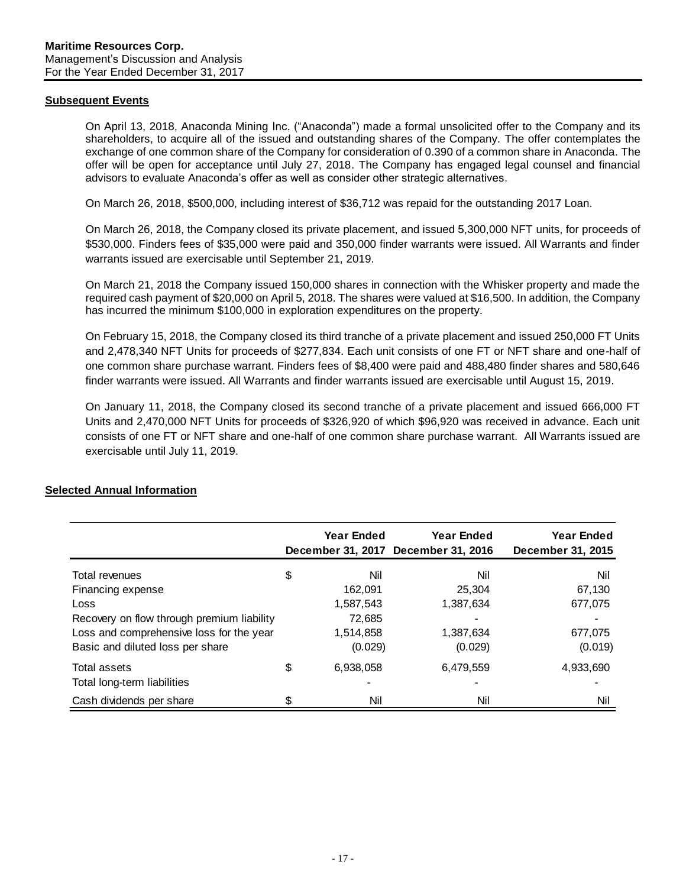## Subsequent Events

On April 13, 2018, Anaconda Mining Inc. ("Anaconda") made a formal unsolicited offer to the Company and its shareholders, to acquire all of the issued and outstanding shares of the Company. The offer contemplates the exchange of one common share of the Company for consideration of 0.390 of a common share in Anaconda. The offer will be open for acceptance until July 27, 2018. The Company has engaged legal counsel and financial advisors to evaluate Anaconda's offer as well as consider other strategic alternatives.

On March 26, 2018, $500,000, including interest of $36,712 was repaid for the outstanding 2017 Loan.

On March 26, 2018, the Company closed its private placement, and issued 5,300,000 NFT units, for proceeds of $530,000. Finders fees of $35,000 were paid and 350,000 finder warrants were issued. All Warrants and finder warrants issued are exercisable until September 21, 2019.

On March 21, 2018 the Company issued 150,000 shares in connection with the Whisker property and made the required cash payment of $20,000 on April 5, 2018. The shares were valued at $16,500. In addition, the Company has incurred the minimum $100,000 in exploration expenditures on the property.

On February 15, 2018, the Company closed its third tranche of a private placement and issued 250,000 FT Units and 2,478,340 NFT Units for proceeds of $277,834. Each unit consists of one FT or NFT share and one-half of one common share purchase warrant. Finders fees of $8,400 were paid and 488,480 finder shares and 580,646 finder warrants were issued. All Warrants and finder warrants issued are exercisable until August 15, 2019.

On January 11, 2018, the Company closed its second tranche of a private placement and issued 666,000 FT Units and 2,470,000 NFT Units for proceeds of $326,920 of which $96,920 was received in advance. Each unit consists of one FT or NFT share and one-half of one common share purchase warrant. All Warrants issued are exercisable until July 11, 2019.

## Selected Annual Information

| | | Year Ended December 31, 2017 | Year Ended December 31, 2016 | Year Ended December 31, 2015 |
|---|---|---|---|---|
| Total revenues | $ | Nil | Nil | Nil |
| Financing expense | | 162,091 | 25,304 | 67,130 |
| Loss | | 1,587,543 | 1,387,634 | 677,075 |
| Recovery on flow through premium liability | | 72,685 | - | - |
| Loss and comprehensive loss for the year | | 1,514,858 | 1,387,634 | 677,075 |
| Basic and diluted loss per share | | (0.029) | (0.029) | (0.019) |
| Total assets | $ | 6,938,058 | 6,479,559 | 4,933,690 |
| Total long-term liabilities | | - | - | - |
| Cash dividends per share | $ | Nil | Nil | Nil |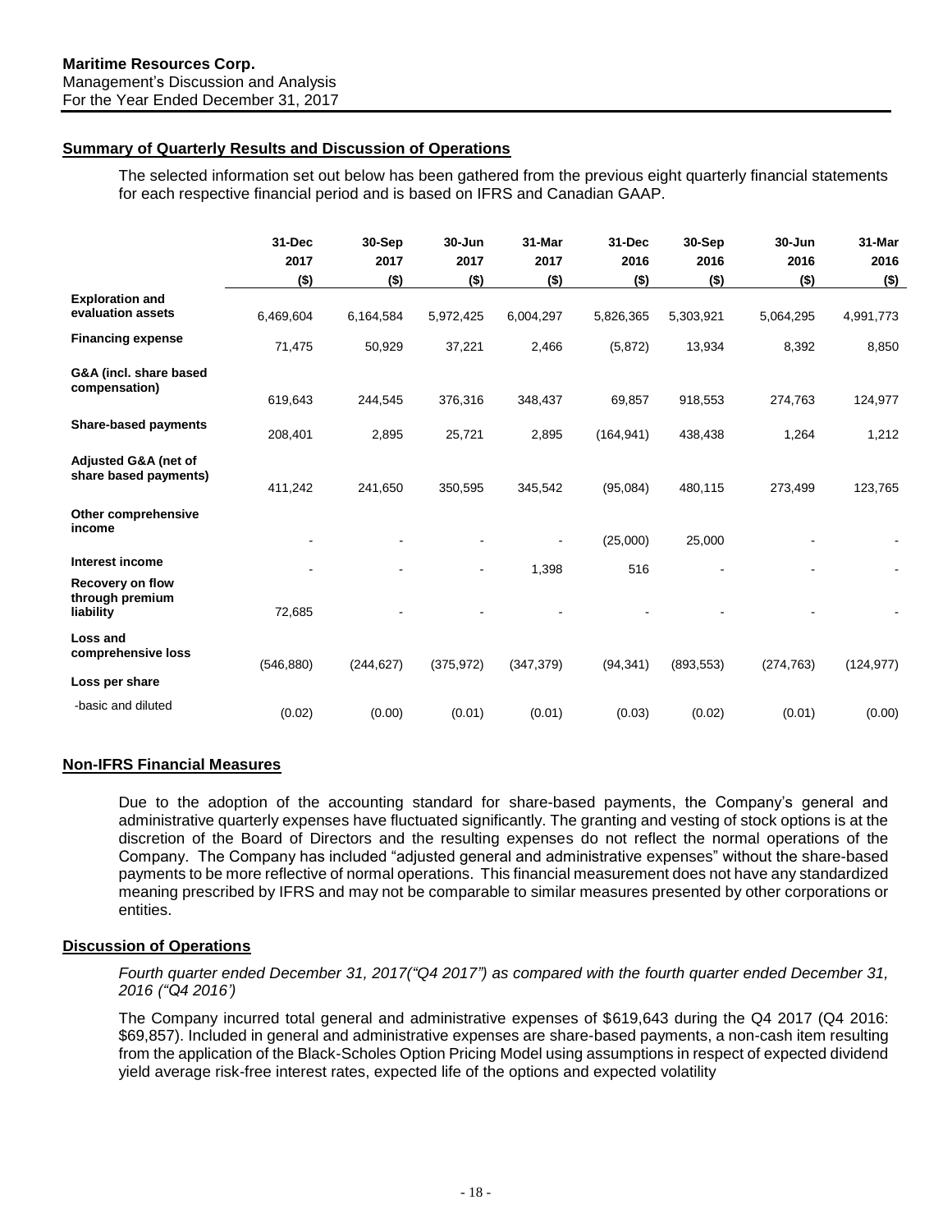## Summary of Quarterly Results and Discussion of Operations

The selected information set out below has been gathered from the previous eight quarterly financial statements for each respective financial period and is based on IFRS and Canadian GAAP.

| | 31-Dec 2017 ($) | 30-Sep 2017 ($) | 30-Jun 2017 ($) | 31-Mar 2017 ($) | 31-Dec 2016 ($) | 30-Sep 2016 ($) | 30-Jun 2016 ($) | 31-Mar 2016 ($) |
|---|---|---|---|---|---|---|---|---|
| **Exploration and evaluation assets** | 6,469,604 | 6,164,584 | 5,972,425 | 6,004,297 | 5,826,365 | 5,303,921 | 5,064,295 | 4,991,773 |
| **Financing expense** | 71,475 | 50,929 | 37,221 | 2,466 | (5,872) | 13,934 | 8,392 | 8,850 |
| **G&A (incl. share based compensation)** | 619,643 | 244,545 | 376,316 | 348,437 | 69,857 | 918,553 | 274,763 | 124,977 |
| **Share-based payments** | 208,401 | 2,895 | 25,721 | 2,895 | (164,941) | 438,438 | 1,264 | 1,212 |
| **Adjusted G&A (net of share based payments)** | 411,242 | 241,650 | 350,595 | 345,542 | (95,084) | 480,115 | 273,499 | 123,765 |
| **Other comprehensive income** | - | - | - | - | (25,000) | 25,000 | - | - |
| **Interest income** | - | - | - | 1,398 | 516 | - | - | - |
| **Recovery on flow through premium liability** | 72,685 | - | - | - | - | - | - | - |
| **Loss and comprehensive loss** | (546,880) | (244,627) | (375,972) | (347,379) | (94,341) | (893,553) | (274,763) | (124,977) |
| **Loss per share** | | | | | | | | |
| -basic and diluted | (0.02) | (0.00) | (0.01) | (0.01) | (0.03) | (0.02) | (0.01) | (0.00) |

## Non-IFRS Financial Measures

Due to the adoption of the accounting standard for share-based payments, the Company's general and administrative quarterly expenses have fluctuated significantly. The granting and vesting of stock options is at the discretion of the Board of Directors and the resulting expenses do not reflect the normal operations of the Company. The Company has included "adjusted general and administrative expenses" without the share-based payments to be more reflective of normal operations. This financial measurement does not have any standardized meaning prescribed by IFRS and may not be comparable to similar measures presented by other corporations or entities.

## Discussion of Operations

*Fourth quarter ended December 31, 2017("Q4 2017") as compared with the fourth quarter ended December 31, 2016 ("Q4 2016')*

The Company incurred total general and administrative expenses of $619,643 during the Q4 2017 (Q4 2016: $69,857). Included in general and administrative expenses are share-based payments, a non-cash item resulting from the application of the Black-Scholes Option Pricing Model using assumptions in respect of expected dividend yield average risk-free interest rates, expected life of the options and expected volatility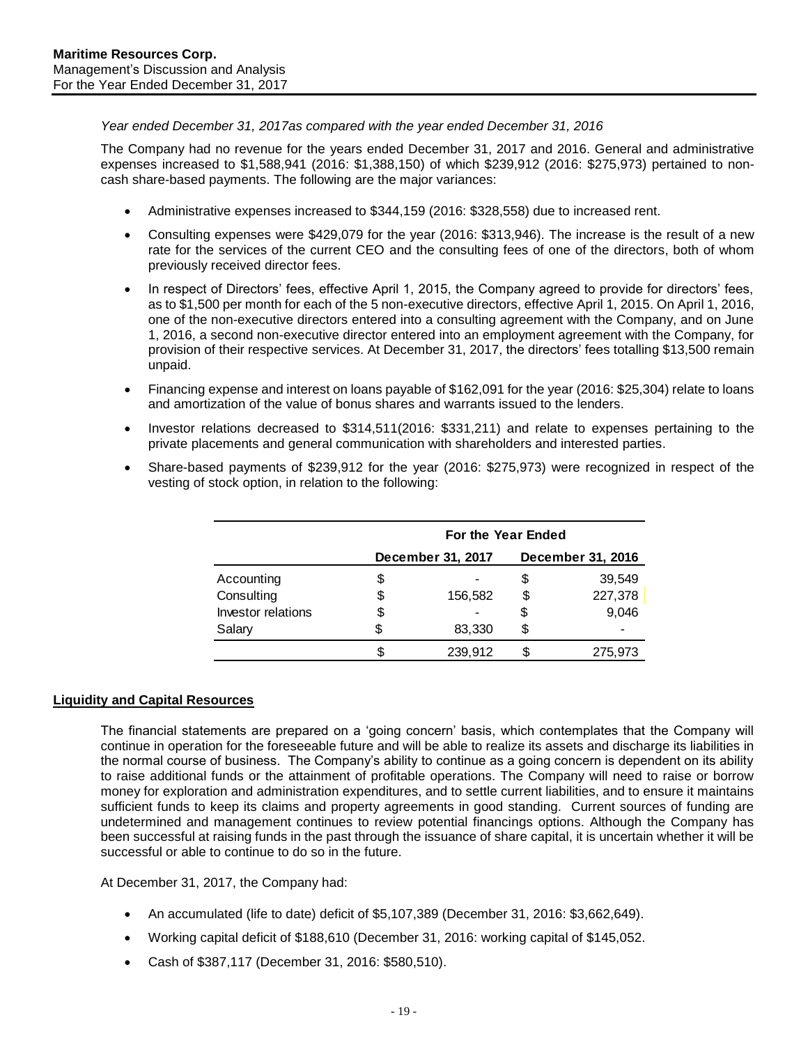*Year ended December 31, 2017as compared with the year ended December 31, 2016*

The Company had no revenue for the years ended December 31, 2017 and 2016. General and administrative expenses increased to $1,588,941 (2016: $1,388,150) of which $239,912 (2016: $275,973) pertained to non-cash share-based payments. The following are the major variances:

- Administrative expenses increased to $344,159 (2016: $328,558) due to increased rent.
- Consulting expenses were $429,079 for the year (2016: $313,946). The increase is the result of a new rate for the services of the current CEO and the consulting fees of one of the directors, both of whom previously received director fees.
- In respect of Directors' fees, effective April 1, 2015, the Company agreed to provide for directors' fees, as to $1,500 per month for each of the 5 non-executive directors, effective April 1, 2015. On April 1, 2016, one of the non-executive directors entered into a consulting agreement with the Company, and on June 1, 2016, a second non-executive director entered into an employment agreement with the Company, for provision of their respective services. At December 31, 2017, the directors' fees totalling $13,500 remain unpaid.
- Financing expense and interest on loans payable of $162,091 for the year (2016: $25,304) relate to loans and amortization of the value of bonus shares and warrants issued to the lenders.
- Investor relations decreased to $314,511(2016: $331,211) and relate to expenses pertaining to the private placements and general communication with shareholders and interested parties.
- Share-based payments of $239,912 for the year (2016: $275,973) were recognized in respect of the vesting of stock option, in relation to the following:

| | For the Year Ended | |
|---|---|---|
| | December 31, 2017 | December 31, 2016 |
| Accounting | $ - | $ 39,549 |
| Consulting | $ 156,582 | $ 227,378 |
| Investor relations | $ - | $ 9,046 |
| Salary | $ 83,330 | $ - |
| | $ 239,912 | $ 275,973 |

## Liquidity and Capital Resources

The financial statements are prepared on a 'going concern' basis, which contemplates that the Company will continue in operation for the foreseeable future and will be able to realize its assets and discharge its liabilities in the normal course of business. The Company's ability to continue as a going concern is dependent on its ability to raise additional funds or the attainment of profitable operations. The Company will need to raise or borrow money for exploration and administration expenditures, and to settle current liabilities, and to ensure it maintains sufficient funds to keep its claims and property agreements in good standing. Current sources of funding are undetermined and management continues to review potential financings options. Although the Company has been successful at raising funds in the past through the issuance of share capital, it is uncertain whether it will be successful or able to continue to do so in the future.

At December 31, 2017, the Company had:

- An accumulated (life to date) deficit of $5,107,389 (December 31, 2016: $3,662,649).
- Working capital deficit of $188,610 (December 31, 2016: working capital of $145,052.
- Cash of $387,117 (December 31, 2016: $580,510).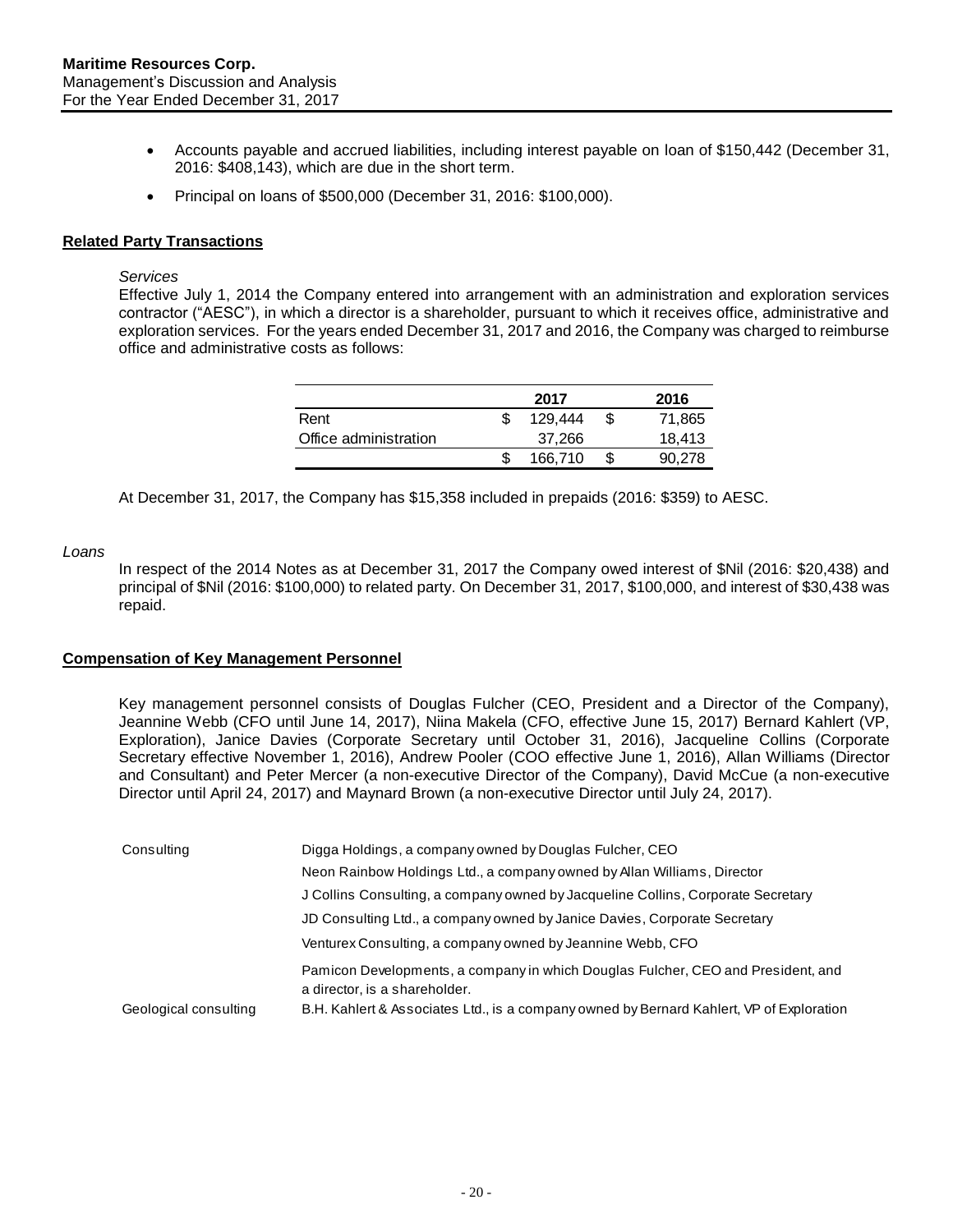- Accounts payable and accrued liabilities, including interest payable on loan of $150,442 (December 31, 2016: $408,143), which are due in the short term.
- Principal on loans of $500,000 (December 31, 2016: $100,000).

## Related Party Transactions

*Services*

Effective July 1, 2014 the Company entered into arrangement with an administration and exploration services contractor ("AESC"), in which a director is a shareholder, pursuant to which it receives office, administrative and exploration services. For the years ended December 31, 2017 and 2016, the Company was charged to reimburse office and administrative costs as follows:

| | 2017 | 2016 |
|---|---|---|
| Rent | $ 129,444 | $ 71,865 |
| Office administration | 37,266 | 18,413 |
| | $ 166,710 | $ 90,278 |

At December 31, 2017, the Company has $15,358 included in prepaids (2016: $359) to AESC.

*Loans*

In respect of the 2014 Notes as at December 31, 2017 the Company owed interest of $Nil (2016: $20,438) and principal of $Nil (2016: $100,000) to related party. On December 31, 2017, $100,000, and interest of $30,438 was repaid.

## Compensation of Key Management Personnel

Key management personnel consists of Douglas Fulcher (CEO, President and a Director of the Company), Jeannine Webb (CFO until June 14, 2017), Niina Makela (CFO, effective June 15, 2017) Bernard Kahlert (VP, Exploration), Janice Davies (Corporate Secretary until October 31, 2016), Jacqueline Collins (Corporate Secretary effective November 1, 2016), Andrew Pooler (COO effective June 1, 2016), Allan Williams (Director and Consultant) and Peter Mercer (a non-executive Director of the Company), David McCue (a non-executive Director until April 24, 2017) and Maynard Brown (a non-executive Director until July 24, 2017).

| | |
|---|---|
| Consulting | Digga Holdings, a company owned by Douglas Fulcher, CEO |
| | Neon Rainbow Holdings Ltd., a company owned by Allan Williams, Director |
| | J Collins Consulting, a company owned by Jacqueline Collins, Corporate Secretary |
| | JD Consulting Ltd., a company owned by Janice Davies, Corporate Secretary |
| | Venturex Consulting, a company owned by Jeannine Webb, CFO |
| | Pamicon Developments, a company in which Douglas Fulcher, CEO and President, and a director, is a shareholder. |
| Geological consulting | B.H. Kahlert & Associates Ltd., is a company owned by Bernard Kahlert, VP of Exploration |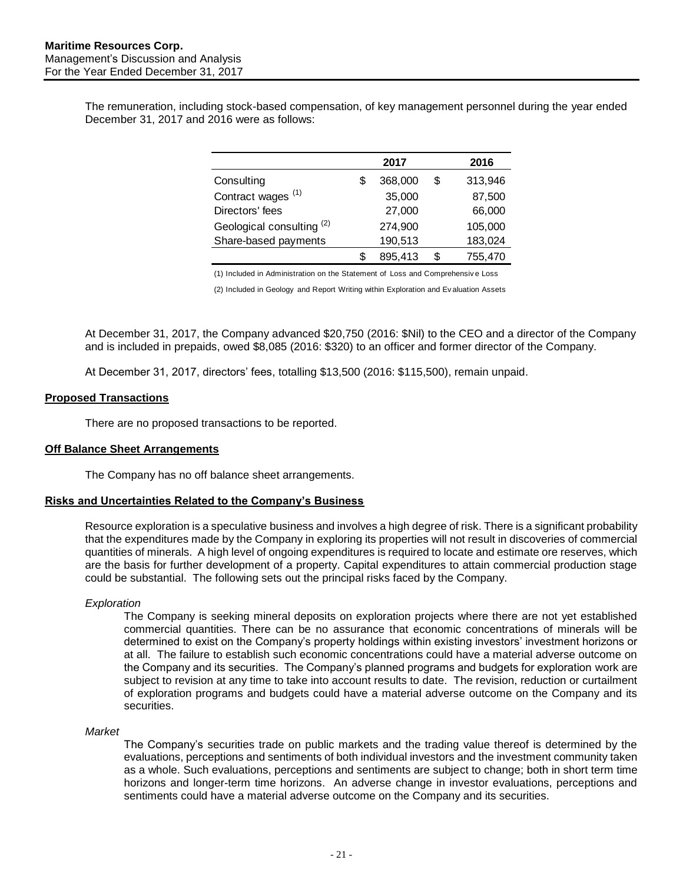The remuneration, including stock-based compensation, of key management personnel during the year ended December 31, 2017 and 2016 were as follows:

| | 2017 | 2016 |
|---|---|---|
| Consulting | $ 368,000 | $ 313,946 |
| Contract wages (1) | 35,000 | 87,500 |
| Directors' fees | 27,000 | 66,000 |
| Geological consulting (2) | 274,900 | 105,000 |
| Share-based payments | 190,513 | 183,024 |
| | $ 895,413 | $ 755,470 |

(1) Included in Administration on the Statement of Loss and Comprehensive Loss

(2) Included in Geology and Report Writing within Exploration and Evaluation Assets

At December 31, 2017, the Company advanced $20,750 (2016: $Nil) to the CEO and a director of the Company and is included in prepaids, owed $8,085 (2016: $320) to an officer and former director of the Company.

At December 31, 2017, directors' fees, totalling $13,500 (2016: $115,500), remain unpaid.

## Proposed Transactions

There are no proposed transactions to be reported.

## Off Balance Sheet Arrangements

The Company has no off balance sheet arrangements.

## Risks and Uncertainties Related to the Company's Business

Resource exploration is a speculative business and involves a high degree of risk. There is a significant probability that the expenditures made by the Company in exploring its properties will not result in discoveries of commercial quantities of minerals. A high level of ongoing expenditures is required to locate and estimate ore reserves, which are the basis for further development of a property. Capital expenditures to attain commercial production stage could be substantial. The following sets out the principal risks faced by the Company.

*Exploration*

The Company is seeking mineral deposits on exploration projects where there are not yet established commercial quantities. There can be no assurance that economic concentrations of minerals will be determined to exist on the Company's property holdings within existing investors' investment horizons or at all. The failure to establish such economic concentrations could have a material adverse outcome on the Company and its securities. The Company's planned programs and budgets for exploration work are subject to revision at any time to take into account results to date. The revision, reduction or curtailment of exploration programs and budgets could have a material adverse outcome on the Company and its securities.

*Market*

The Company's securities trade on public markets and the trading value thereof is determined by the evaluations, perceptions and sentiments of both individual investors and the investment community taken as a whole. Such evaluations, perceptions and sentiments are subject to change; both in short term time horizons and longer-term time horizons. An adverse change in investor evaluations, perceptions and sentiments could have a material adverse outcome on the Company and its securities.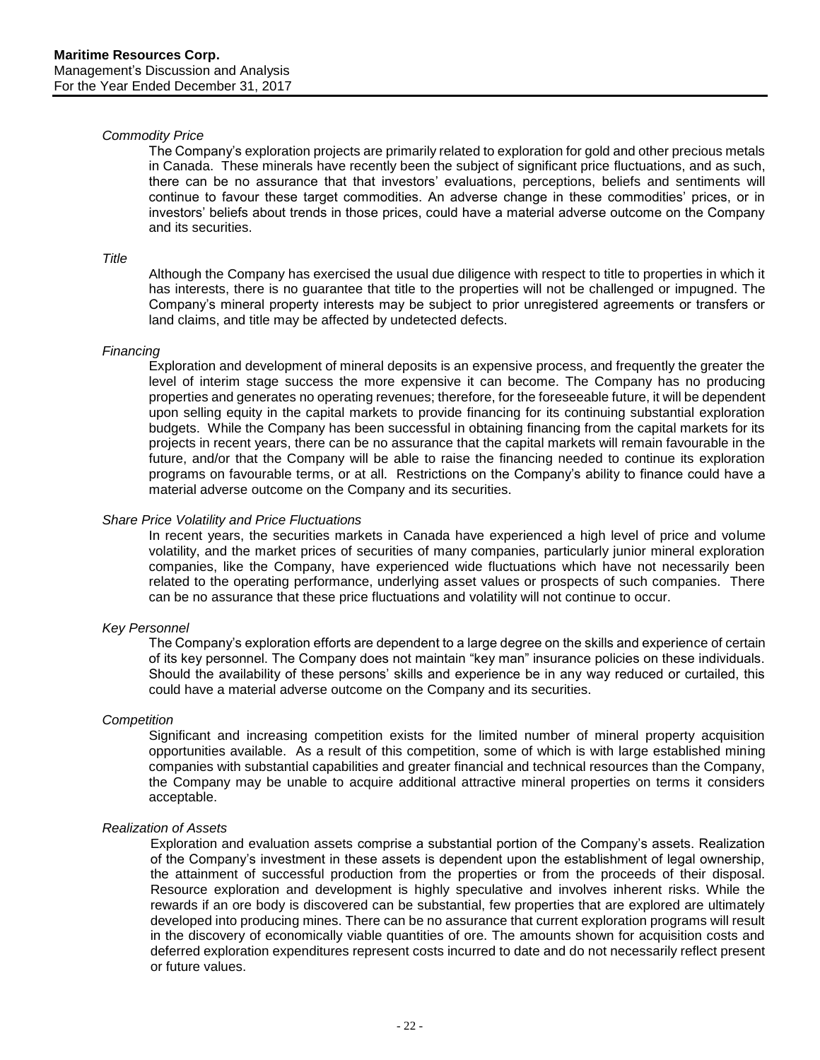*Commodity Price*

The Company's exploration projects are primarily related to exploration for gold and other precious metals in Canada. These minerals have recently been the subject of significant price fluctuations, and as such, there can be no assurance that that investors' evaluations, perceptions, beliefs and sentiments will continue to favour these target commodities. An adverse change in these commodities' prices, or in investors' beliefs about trends in those prices, could have a material adverse outcome on the Company and its securities.

*Title*

Although the Company has exercised the usual due diligence with respect to title to properties in which it has interests, there is no guarantee that title to the properties will not be challenged or impugned. The Company's mineral property interests may be subject to prior unregistered agreements or transfers or land claims, and title may be affected by undetected defects.

*Financing*

Exploration and development of mineral deposits is an expensive process, and frequently the greater the level of interim stage success the more expensive it can become. The Company has no producing properties and generates no operating revenues; therefore, for the foreseeable future, it will be dependent upon selling equity in the capital markets to provide financing for its continuing substantial exploration budgets. While the Company has been successful in obtaining financing from the capital markets for its projects in recent years, there can be no assurance that the capital markets will remain favourable in the future, and/or that the Company will be able to raise the financing needed to continue its exploration programs on favourable terms, or at all. Restrictions on the Company's ability to finance could have a material adverse outcome on the Company and its securities.

*Share Price Volatility and Price Fluctuations*

In recent years, the securities markets in Canada have experienced a high level of price and volume volatility, and the market prices of securities of many companies, particularly junior mineral exploration companies, like the Company, have experienced wide fluctuations which have not necessarily been related to the operating performance, underlying asset values or prospects of such companies. There can be no assurance that these price fluctuations and volatility will not continue to occur.

*Key Personnel*

The Company's exploration efforts are dependent to a large degree on the skills and experience of certain of its key personnel. The Company does not maintain "key man" insurance policies on these individuals. Should the availability of these persons' skills and experience be in any way reduced or curtailed, this could have a material adverse outcome on the Company and its securities.

*Competition*

Significant and increasing competition exists for the limited number of mineral property acquisition opportunities available. As a result of this competition, some of which is with large established mining companies with substantial capabilities and greater financial and technical resources than the Company, the Company may be unable to acquire additional attractive mineral properties on terms it considers acceptable.

*Realization of Assets*

Exploration and evaluation assets comprise a substantial portion of the Company's assets. Realization of the Company's investment in these assets is dependent upon the establishment of legal ownership, the attainment of successful production from the properties or from the proceeds of their disposal. Resource exploration and development is highly speculative and involves inherent risks. While the rewards if an ore body is discovered can be substantial, few properties that are explored are ultimately developed into producing mines. There can be no assurance that current exploration programs will result in the discovery of economically viable quantities of ore. The amounts shown for acquisition costs and deferred exploration expenditures represent costs incurred to date and do not necessarily reflect present or future values.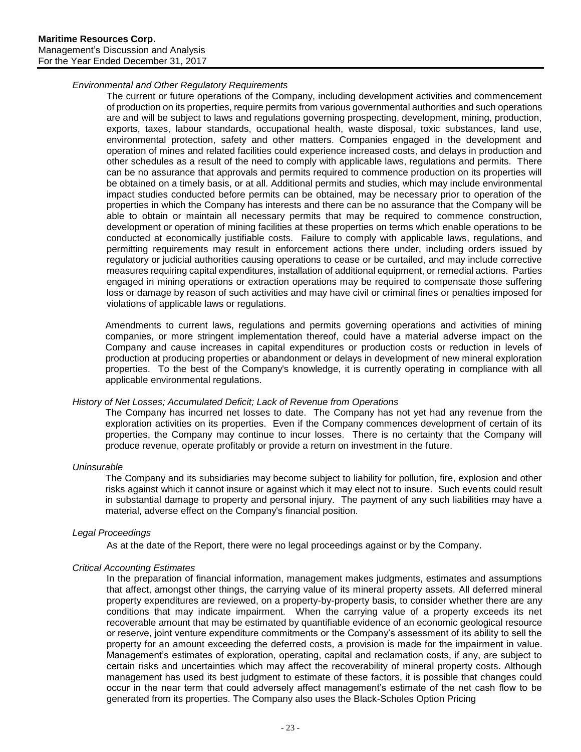*Environmental and Other Regulatory Requirements*

The current or future operations of the Company, including development activities and commencement of production on its properties, require permits from various governmental authorities and such operations are and will be subject to laws and regulations governing prospecting, development, mining, production, exports, taxes, labour standards, occupational health, waste disposal, toxic substances, land use, environmental protection, safety and other matters. Companies engaged in the development and operation of mines and related facilities could experience increased costs, and delays in production and other schedules as a result of the need to comply with applicable laws, regulations and permits. There can be no assurance that approvals and permits required to commence production on its properties will be obtained on a timely basis, or at all. Additional permits and studies, which may include environmental impact studies conducted before permits can be obtained, may be necessary prior to operation of the properties in which the Company has interests and there can be no assurance that the Company will be able to obtain or maintain all necessary permits that may be required to commence construction, development or operation of mining facilities at these properties on terms which enable operations to be conducted at economically justifiable costs. Failure to comply with applicable laws, regulations, and permitting requirements may result in enforcement actions there under, including orders issued by regulatory or judicial authorities causing operations to cease or be curtailed, and may include corrective measures requiring capital expenditures, installation of additional equipment, or remedial actions. Parties engaged in mining operations or extraction operations may be required to compensate those suffering loss or damage by reason of such activities and may have civil or criminal fines or penalties imposed for violations of applicable laws or regulations.

Amendments to current laws, regulations and permits governing operations and activities of mining companies, or more stringent implementation thereof, could have a material adverse impact on the Company and cause increases in capital expenditures or production costs or reduction in levels of production at producing properties or abandonment or delays in development of new mineral exploration properties. To the best of the Company's knowledge, it is currently operating in compliance with all applicable environmental regulations.

*History of Net Losses; Accumulated Deficit; Lack of Revenue from Operations*

The Company has incurred net losses to date. The Company has not yet had any revenue from the exploration activities on its properties. Even if the Company commences development of certain of its properties, the Company may continue to incur losses. There is no certainty that the Company will produce revenue, operate profitably or provide a return on investment in the future.

*Uninsurable*

The Company and its subsidiaries may become subject to liability for pollution, fire, explosion and other risks against which it cannot insure or against which it may elect not to insure. Such events could result in substantial damage to property and personal injury. The payment of any such liabilities may have a material, adverse effect on the Company's financial position.

*Legal Proceedings*

As at the date of the Report, there were no legal proceedings against or by the Company.

*Critical Accounting Estimates*

In the preparation of financial information, management makes judgments, estimates and assumptions that affect, amongst other things, the carrying value of its mineral property assets. All deferred mineral property expenditures are reviewed, on a property-by-property basis, to consider whether there are any conditions that may indicate impairment. When the carrying value of a property exceeds its net recoverable amount that may be estimated by quantifiable evidence of an economic geological resource or reserve, joint venture expenditure commitments or the Company's assessment of its ability to sell the property for an amount exceeding the deferred costs, a provision is made for the impairment in value. Management's estimates of exploration, operating, capital and reclamation costs, if any, are subject to certain risks and uncertainties which may affect the recoverability of mineral property costs. Although management has used its best judgment to estimate of these factors, it is possible that changes could occur in the near term that could adversely affect management's estimate of the net cash flow to be generated from its properties. The Company also uses the Black-Scholes Option Pricing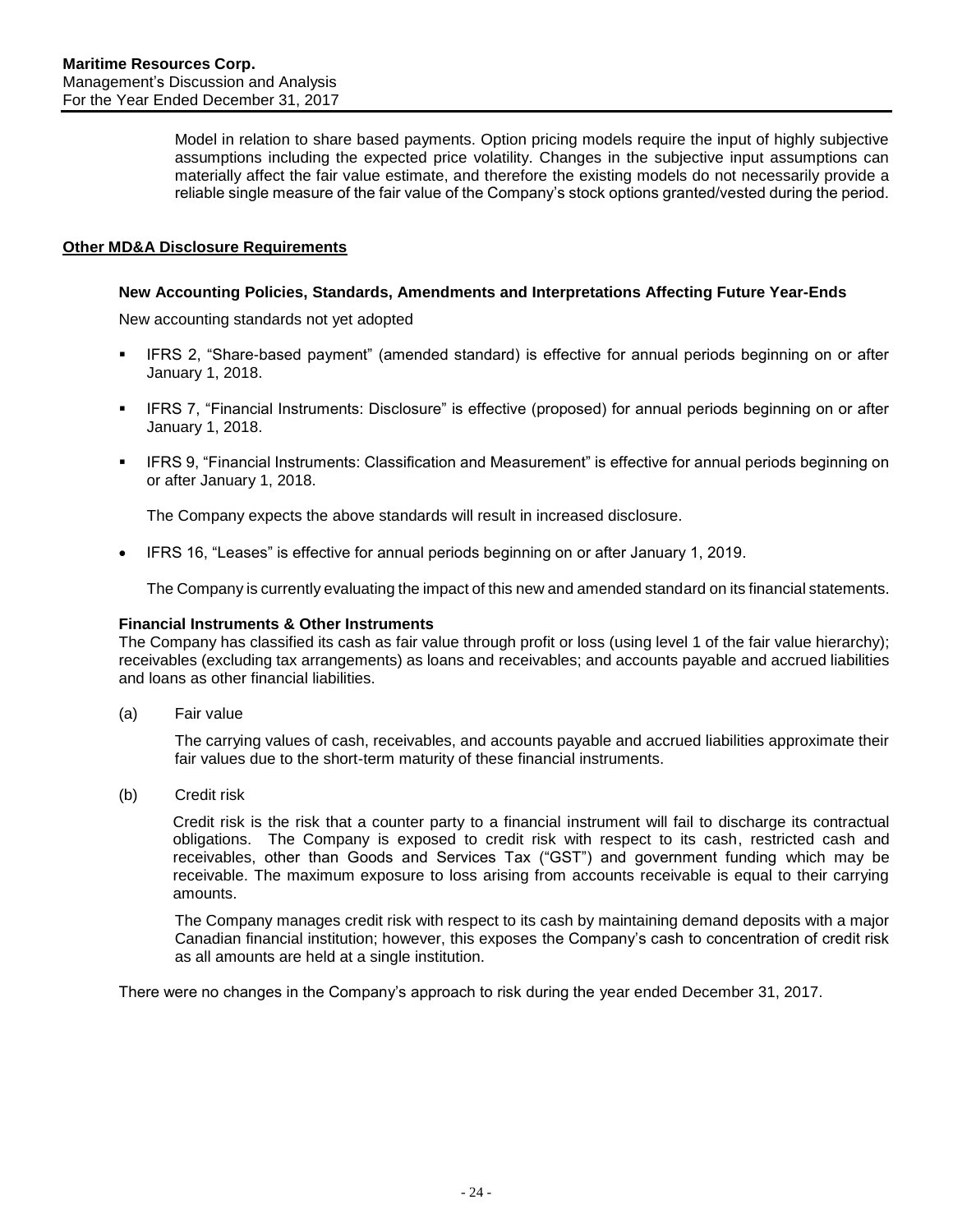Model in relation to share based payments. Option pricing models require the input of highly subjective assumptions including the expected price volatility. Changes in the subjective input assumptions can materially affect the fair value estimate, and therefore the existing models do not necessarily provide a reliable single measure of the fair value of the Company's stock options granted/vested during the period.

## Other MD&A Disclosure Requirements

### New Accounting Policies, Standards, Amendments and Interpretations Affecting Future Year-Ends

New accounting standards not yet adopted

- IFRS 2, "Share-based payment" (amended standard) is effective for annual periods beginning on or after January 1, 2018.
- IFRS 7, "Financial Instruments: Disclosure" is effective (proposed) for annual periods beginning on or after January 1, 2018.
- IFRS 9, "Financial Instruments: Classification and Measurement" is effective for annual periods beginning on or after January 1, 2018.

  The Company expects the above standards will result in increased disclosure.

- IFRS 16, "Leases" is effective for annual periods beginning on or after January 1, 2019.

  The Company is currently evaluating the impact of this new and amended standard on its financial statements.

### Financial Instruments & Other Instruments

The Company has classified its cash as fair value through profit or loss (using level 1 of the fair value hierarchy); receivables (excluding tax arrangements) as loans and receivables; and accounts payable and accrued liabilities and loans as other financial liabilities.

(a) Fair value

The carrying values of cash, receivables, and accounts payable and accrued liabilities approximate their fair values due to the short-term maturity of these financial instruments.

(b) Credit risk

Credit risk is the risk that a counter party to a financial instrument will fail to discharge its contractual obligations. The Company is exposed to credit risk with respect to its cash, restricted cash and receivables, other than Goods and Services Tax ("GST") and government funding which may be receivable. The maximum exposure to loss arising from accounts receivable is equal to their carrying amounts.

The Company manages credit risk with respect to its cash by maintaining demand deposits with a major Canadian financial institution; however, this exposes the Company's cash to concentration of credit risk as all amounts are held at a single institution.

There were no changes in the Company's approach to risk during the year ended December 31, 2017.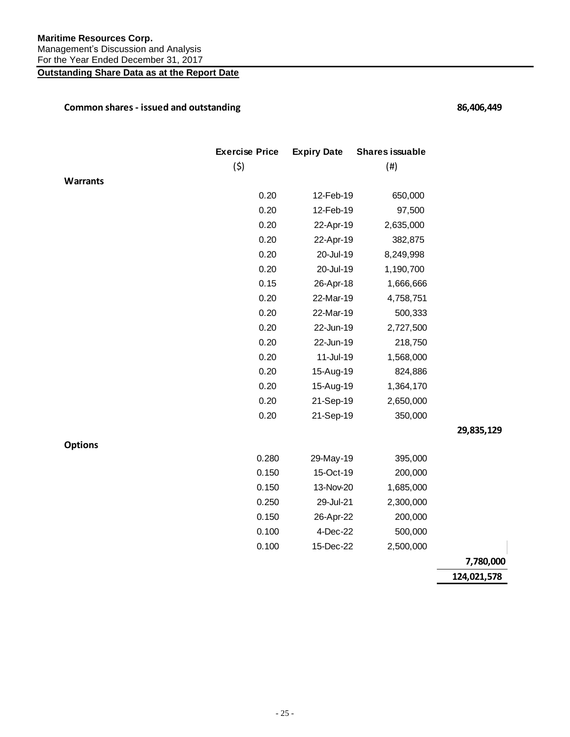## Outstanding Share Data as at the Report Date

| | | | | |
|---|---|---|---|---|
| **Common shares - issued and outstanding** | | | | **86,406,449** |
| | **Exercise Price** | **Expiry Date** | **Shares issuable** | |
| | ($) | | (#) | |
| **Warrants** | | | | |
| | 0.20 | 12-Feb-19 | 650,000 | |
| | 0.20 | 12-Feb-19 | 97,500 | |
| | 0.20 | 22-Apr-19 | 2,635,000 | |
| | 0.20 | 22-Apr-19 | 382,875 | |
| | 0.20 | 20-Jul-19 | 8,249,998 | |
| | 0.20 | 20-Jul-19 | 1,190,700 | |
| | 0.15 | 26-Apr-18 | 1,666,666 | |
| | 0.20 | 22-Mar-19 | 4,758,751 | |
| | 0.20 | 22-Mar-19 | 500,333 | |
| | 0.20 | 22-Jun-19 | 2,727,500 | |
| | 0.20 | 22-Jun-19 | 218,750 | |
| | 0.20 | 11-Jul-19 | 1,568,000 | |
| | 0.20 | 15-Aug-19 | 824,886 | |
| | 0.20 | 15-Aug-19 | 1,364,170 | |
| | 0.20 | 21-Sep-19 | 2,650,000 | |
| | 0.20 | 21-Sep-19 | 350,000 | |
| | | | | **29,835,129** |
| **Options** | | | | |
| | 0.280 | 29-May-19 | 395,000 | |
| | 0.150 | 15-Oct-19 | 200,000 | |
| | 0.150 | 13-Nov-20 | 1,685,000 | |
| | 0.250 | 29-Jul-21 | 2,300,000 | |
| | 0.150 | 26-Apr-22 | 200,000 | |
| | 0.100 | 4-Dec-22 | 500,000 | |
| | 0.100 | 15-Dec-22 | 2,500,000 | |
| | | | | **7,780,000** |
| | | | | **124,021,578** |